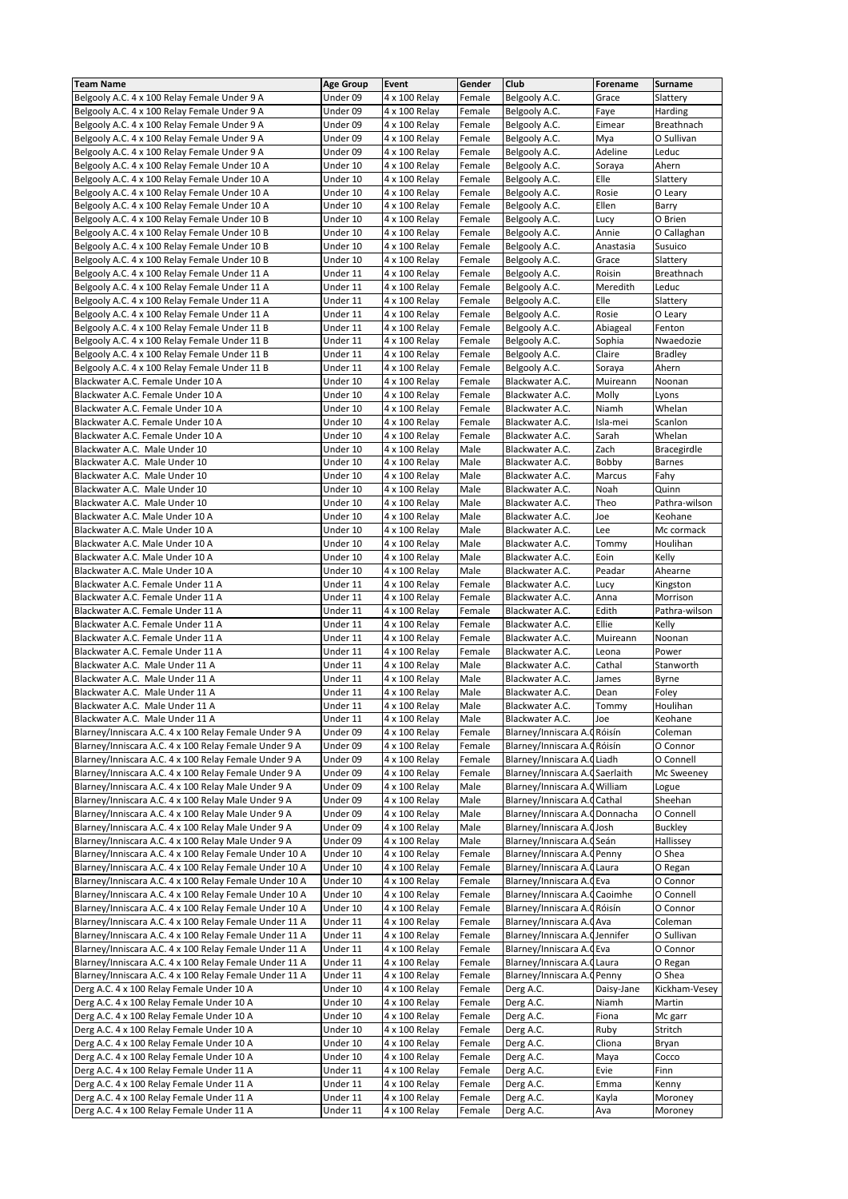| Team Name | Age Group | Event | Gender | Club | Forename | Surname |
|---|---|---|---|---|---|---|
| Belgooly A.C. 4 x 100 Relay Female Under 9 A | Under 09 | 4 x 100 Relay | Female | Belgooly A.C. | Grace | Slattery |
| Belgooly A.C. 4 x 100 Relay Female Under 9 A | Under 09 | 4 x 100 Relay | Female | Belgooly A.C. | Faye | Harding |
| Belgooly A.C. 4 x 100 Relay Female Under 9 A | Under 09 | 4 x 100 Relay | Female | Belgooly A.C. | Eimear | Breathnach |
| Belgooly A.C. 4 x 100 Relay Female Under 9 A | Under 09 | 4 x 100 Relay | Female | Belgooly A.C. | Mya | O Sullivan |
| Belgooly A.C. 4 x 100 Relay Female Under 9 A | Under 09 | 4 x 100 Relay | Female | Belgooly A.C. | Adeline | Leduc |
| Belgooly A.C. 4 x 100 Relay Female Under 10 A | Under 10 | 4 x 100 Relay | Female | Belgooly A.C. | Soraya | Ahern |
| Belgooly A.C. 4 x 100 Relay Female Under 10 A | Under 10 | 4 x 100 Relay | Female | Belgooly A.C. | Elle | Slattery |
| Belgooly A.C. 4 x 100 Relay Female Under 10 A | Under 10 | 4 x 100 Relay | Female | Belgooly A.C. | Rosie | O Leary |
| Belgooly A.C. 4 x 100 Relay Female Under 10 A | Under 10 | 4 x 100 Relay | Female | Belgooly A.C. | Ellen | Barry |
| Belgooly A.C. 4 x 100 Relay Female Under 10 B | Under 10 | 4 x 100 Relay | Female | Belgooly A.C. | Lucy | O Brien |
| Belgooly A.C. 4 x 100 Relay Female Under 10 B | Under 10 | 4 x 100 Relay | Female | Belgooly A.C. | Annie | O Callaghan |
| Belgooly A.C. 4 x 100 Relay Female Under 10 B | Under 10 | 4 x 100 Relay | Female | Belgooly A.C. | Anastasia | Susuico |
| Belgooly A.C. 4 x 100 Relay Female Under 10 B | Under 10 | 4 x 100 Relay | Female | Belgooly A.C. | Grace | Slattery |
| Belgooly A.C. 4 x 100 Relay Female Under 11 A | Under 11 | 4 x 100 Relay | Female | Belgooly A.C. | Roisin | Breathnach |
| Belgooly A.C. 4 x 100 Relay Female Under 11 A | Under 11 | 4 x 100 Relay | Female | Belgooly A.C. | Meredith | Leduc |
| Belgooly A.C. 4 x 100 Relay Female Under 11 A | Under 11 | 4 x 100 Relay | Female | Belgooly A.C. | Elle | Slattery |
| Belgooly A.C. 4 x 100 Relay Female Under 11 A | Under 11 | 4 x 100 Relay | Female | Belgooly A.C. | Rosie | O Leary |
| Belgooly A.C. 4 x 100 Relay Female Under 11 B | Under 11 | 4 x 100 Relay | Female | Belgooly A.C. | Abiageal | Fenton |
| Belgooly A.C. 4 x 100 Relay Female Under 11 B | Under 11 | 4 x 100 Relay | Female | Belgooly A.C. | Sophia | Nwaedozie |
| Belgooly A.C. 4 x 100 Relay Female Under 11 B | Under 11 | 4 x 100 Relay | Female | Belgooly A.C. | Claire | Bradley |
| Belgooly A.C. 4 x 100 Relay Female Under 11 B | Under 11 | 4 x 100 Relay | Female | Belgooly A.C. | Soraya | Ahern |
| Blackwater A.C. Female Under 10 A | Under 10 | 4 x 100 Relay | Female | Blackwater A.C. | Muireann | Noonan |
| Blackwater A.C. Female Under 10 A | Under 10 | 4 x 100 Relay | Female | Blackwater A.C. | Molly | Lyons |
| Blackwater A.C. Female Under 10 A | Under 10 | 4 x 100 Relay | Female | Blackwater A.C. | Niamh | Whelan |
| Blackwater A.C. Female Under 10 A | Under 10 | 4 x 100 Relay | Female | Blackwater A.C. | Isla-mei | Scanlon |
| Blackwater A.C. Female Under 10 A | Under 10 | 4 x 100 Relay | Female | Blackwater A.C. | Sarah | Whelan |
| Blackwater A.C. Male Under 10 | Under 10 | 4 x 100 Relay | Male | Blackwater A.C. | Zach | Bracegirdle |
| Blackwater A.C. Male Under 10 | Under 10 | 4 x 100 Relay | Male | Blackwater A.C. | Bobby | Barnes |
| Blackwater A.C. Male Under 10 | Under 10 | 4 x 100 Relay | Male | Blackwater A.C. | Marcus | Fahy |
| Blackwater A.C. Male Under 10 | Under 10 | 4 x 100 Relay | Male | Blackwater A.C. | Noah | Quinn |
| Blackwater A.C. Male Under 10 | Under 10 | 4 x 100 Relay | Male | Blackwater A.C. | Theo | Pathra-wilson |
| Blackwater A.C. Male Under 10 A | Under 10 | 4 x 100 Relay | Male | Blackwater A.C. | Joe | Keohane |
| Blackwater A.C. Male Under 10 A | Under 10 | 4 x 100 Relay | Male | Blackwater A.C. | Lee | Mc cormack |
| Blackwater A.C. Male Under 10 A | Under 10 | 4 x 100 Relay | Male | Blackwater A.C. | Tommy | Houlihan |
| Blackwater A.C. Male Under 10 A | Under 10 | 4 x 100 Relay | Male | Blackwater A.C. | Eoin | Kelly |
| Blackwater A.C. Male Under 10 A | Under 10 | 4 x 100 Relay | Male | Blackwater A.C. | Peadar | Ahearne |
| Blackwater A.C. Female Under 11 A | Under 11 | 4 x 100 Relay | Female | Blackwater A.C. | Lucy | Kingston |
| Blackwater A.C. Female Under 11 A | Under 11 | 4 x 100 Relay | Female | Blackwater A.C. | Anna | Morrison |
| Blackwater A.C. Female Under 11 A | Under 11 | 4 x 100 Relay | Female | Blackwater A.C. | Edith | Pathra-wilson |
| Blackwater A.C. Female Under 11 A | Under 11 | 4 x 100 Relay | Female | Blackwater A.C. | Ellie | Kelly |
| Blackwater A.C. Female Under 11 A | Under 11 | 4 x 100 Relay | Female | Blackwater A.C. | Muireann | Noonan |
| Blackwater A.C. Female Under 11 A | Under 11 | 4 x 100 Relay | Female | Blackwater A.C. | Leona | Power |
| Blackwater A.C. Male Under 11 A | Under 11 | 4 x 100 Relay | Male | Blackwater A.C. | Cathal | Stanworth |
| Blackwater A.C. Male Under 11 A | Under 11 | 4 x 100 Relay | Male | Blackwater A.C. | James | Byrne |
| Blackwater A.C. Male Under 11 A | Under 11 | 4 x 100 Relay | Male | Blackwater A.C. | Dean | Foley |
| Blackwater A.C. Male Under 11 A | Under 11 | 4 x 100 Relay | Male | Blackwater A.C. | Tommy | Houlihan |
| Blackwater A.C. Male Under 11 A | Under 11 | 4 x 100 Relay | Male | Blackwater A.C. | Joe | Keohane |
| Blarney/Inniscara A.C. 4 x 100 Relay Female Under 9 A | Under 09 | 4 x 100 Relay | Female | Blarney/Inniscara A.C | Róisín | Coleman |
| Blarney/Inniscara A.C. 4 x 100 Relay Female Under 9 A | Under 09 | 4 x 100 Relay | Female | Blarney/Inniscara A.C | Róisín | O Connor |
| Blarney/Inniscara A.C. 4 x 100 Relay Female Under 9 A | Under 09 | 4 x 100 Relay | Female | Blarney/Inniscara A.C | Liadh | O Connell |
| Blarney/Inniscara A.C. 4 x 100 Relay Female Under 9 A | Under 09 | 4 x 100 Relay | Female | Blarney/Inniscara A.C | Saerlaith | Mc Sweeney |
| Blarney/Inniscara A.C. 4 x 100 Relay Male Under 9 A | Under 09 | 4 x 100 Relay | Male | Blarney/Inniscara A.C | William | Logue |
| Blarney/Inniscara A.C. 4 x 100 Relay Male Under 9 A | Under 09 | 4 x 100 Relay | Male | Blarney/Inniscara A.C | Cathal | Sheehan |
| Blarney/Inniscara A.C. 4 x 100 Relay Male Under 9 A | Under 09 | 4 x 100 Relay | Male | Blarney/Inniscara A.C | Donnacha | O Connell |
| Blarney/Inniscara A.C. 4 x 100 Relay Male Under 9 A | Under 09 | 4 x 100 Relay | Male | Blarney/Inniscara A.C | Josh | Buckley |
| Blarney/Inniscara A.C. 4 x 100 Relay Male Under 9 A | Under 09 | 4 x 100 Relay | Male | Blarney/Inniscara A.C | Seán | Hallissey |
| Blarney/Inniscara A.C. 4 x 100 Relay Female Under 10 A | Under 10 | 4 x 100 Relay | Female | Blarney/Inniscara A.C | Penny | O Shea |
| Blarney/Inniscara A.C. 4 x 100 Relay Female Under 10 A | Under 10 | 4 x 100 Relay | Female | Blarney/Inniscara A.C | Laura | O Regan |
| Blarney/Inniscara A.C. 4 x 100 Relay Female Under 10 A | Under 10 | 4 x 100 Relay | Female | Blarney/Inniscara A.C | Eva | O Connor |
| Blarney/Inniscara A.C. 4 x 100 Relay Female Under 10 A | Under 10 | 4 x 100 Relay | Female | Blarney/Inniscara A.C | Caoimhe | O Connell |
| Blarney/Inniscara A.C. 4 x 100 Relay Female Under 10 A | Under 10 | 4 x 100 Relay | Female | Blarney/Inniscara A.C | Róisín | O Connor |
| Blarney/Inniscara A.C. 4 x 100 Relay Female Under 11 A | Under 11 | 4 x 100 Relay | Female | Blarney/Inniscara A.C | Ava | Coleman |
| Blarney/Inniscara A.C. 4 x 100 Relay Female Under 11 A | Under 11 | 4 x 100 Relay | Female | Blarney/Inniscara A.C | Jennifer | O Sullivan |
| Blarney/Inniscara A.C. 4 x 100 Relay Female Under 11 A | Under 11 | 4 x 100 Relay | Female | Blarney/Inniscara A.C | Eva | O Connor |
| Blarney/Inniscara A.C. 4 x 100 Relay Female Under 11 A | Under 11 | 4 x 100 Relay | Female | Blarney/Inniscara A.C | Laura | O Regan |
| Blarney/Inniscara A.C. 4 x 100 Relay Female Under 11 A | Under 11 | 4 x 100 Relay | Female | Blarney/Inniscara A.C | Penny | O Shea |
| Derg A.C. 4 x 100 Relay Female Under 10 A | Under 10 | 4 x 100 Relay | Female | Derg A.C. | Daisy-Jane | Kickham-Vesey |
| Derg A.C. 4 x 100 Relay Female Under 10 A | Under 10 | 4 x 100 Relay | Female | Derg A.C. | Niamh | Martin |
| Derg A.C. 4 x 100 Relay Female Under 10 A | Under 10 | 4 x 100 Relay | Female | Derg A.C. | Fiona | Mc garr |
| Derg A.C. 4 x 100 Relay Female Under 10 A | Under 10 | 4 x 100 Relay | Female | Derg A.C. | Ruby | Stritch |
| Derg A.C. 4 x 100 Relay Female Under 10 A | Under 10 | 4 x 100 Relay | Female | Derg A.C. | Cliona | Bryan |
| Derg A.C. 4 x 100 Relay Female Under 10 A | Under 10 | 4 x 100 Relay | Female | Derg A.C. | Maya | Cocco |
| Derg A.C. 4 x 100 Relay Female Under 11 A | Under 11 | 4 x 100 Relay | Female | Derg A.C. | Evie | Finn |
| Derg A.C. 4 x 100 Relay Female Under 11 A | Under 11 | 4 x 100 Relay | Female | Derg A.C. | Emma | Kenny |
| Derg A.C. 4 x 100 Relay Female Under 11 A | Under 11 | 4 x 100 Relay | Female | Derg A.C. | Kayla | Moroney |
| Derg A.C. 4 x 100 Relay Female Under 11 A | Under 11 | 4 x 100 Relay | Female | Derg A.C. | Ava | Moroney |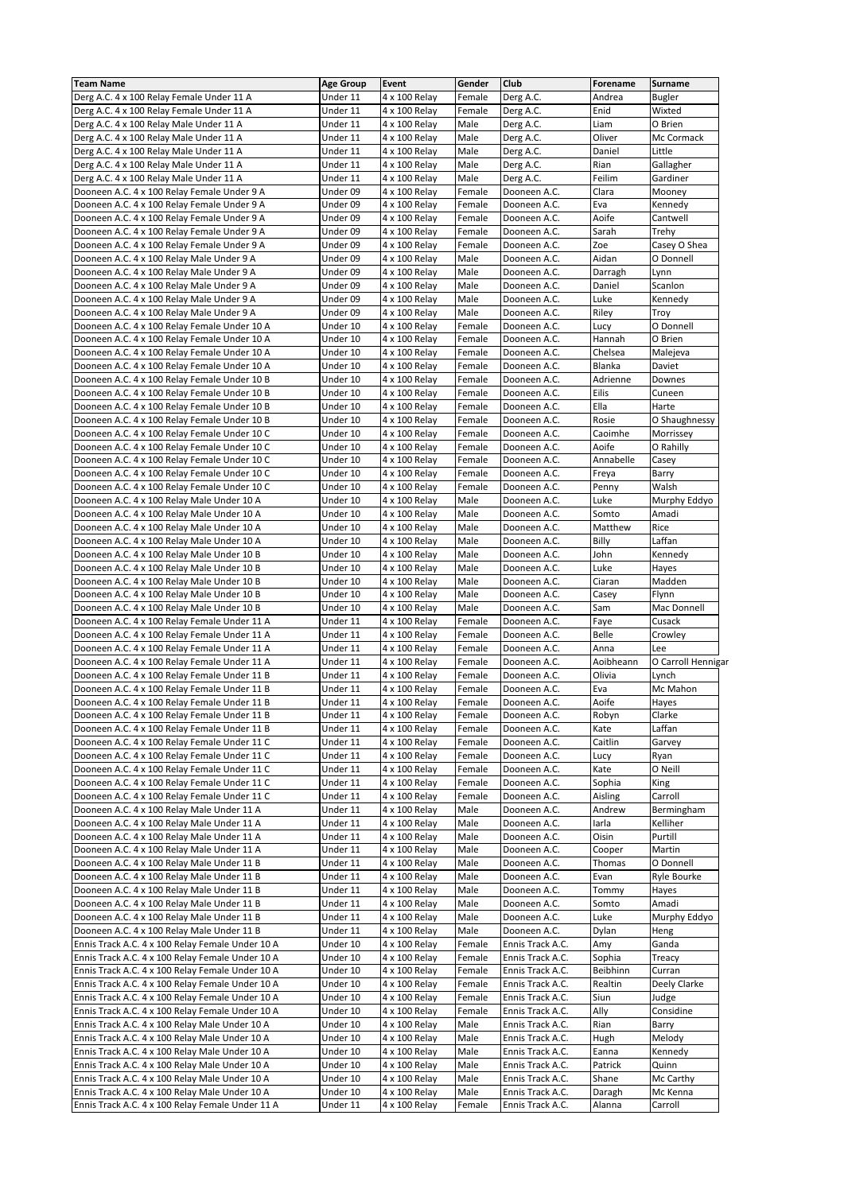| Team Name | Age Group | Event | Gender | Club | Forename | Surname |
|---|---|---|---|---|---|---|
| Derg A.C. 4 x 100 Relay Female Under 11 A | Under 11 | 4 x 100 Relay | Female | Derg A.C. | Andrea | Bugler |
| Derg A.C. 4 x 100 Relay Female Under 11 A | Under 11 | 4 x 100 Relay | Female | Derg A.C. | Enid | Wixted |
| Derg A.C. 4 x 100 Relay Male Under 11 A | Under 11 | 4 x 100 Relay | Male | Derg A.C. | Liam | O Brien |
| Derg A.C. 4 x 100 Relay Male Under 11 A | Under 11 | 4 x 100 Relay | Male | Derg A.C. | Oliver | Mc Cormack |
| Derg A.C. 4 x 100 Relay Male Under 11 A | Under 11 | 4 x 100 Relay | Male | Derg A.C. | Daniel | Little |
| Derg A.C. 4 x 100 Relay Male Under 11 A | Under 11 | 4 x 100 Relay | Male | Derg A.C. | Rian | Gallagher |
| Derg A.C. 4 x 100 Relay Male Under 11 A | Under 11 | 4 x 100 Relay | Male | Derg A.C. | Feilim | Gardiner |
| Dooneen A.C. 4 x 100 Relay Female Under 9 A | Under 09 | 4 x 100 Relay | Female | Dooneen A.C. | Clara | Mooney |
| Dooneen A.C. 4 x 100 Relay Female Under 9 A | Under 09 | 4 x 100 Relay | Female | Dooneen A.C. | Eva | Kennedy |
| Dooneen A.C. 4 x 100 Relay Female Under 9 A | Under 09 | 4 x 100 Relay | Female | Dooneen A.C. | Aoife | Cantwell |
| Dooneen A.C. 4 x 100 Relay Female Under 9 A | Under 09 | 4 x 100 Relay | Female | Dooneen A.C. | Sarah | Trehy |
| Dooneen A.C. 4 x 100 Relay Female Under 9 A | Under 09 | 4 x 100 Relay | Female | Dooneen A.C. | Zoe | Casey O Shea |
| Dooneen A.C. 4 x 100 Relay Male Under 9 A | Under 09 | 4 x 100 Relay | Male | Dooneen A.C. | Aidan | O Donnell |
| Dooneen A.C. 4 x 100 Relay Male Under 9 A | Under 09 | 4 x 100 Relay | Male | Dooneen A.C. | Darragh | Lynn |
| Dooneen A.C. 4 x 100 Relay Male Under 9 A | Under 09 | 4 x 100 Relay | Male | Dooneen A.C. | Daniel | Scanlon |
| Dooneen A.C. 4 x 100 Relay Male Under 9 A | Under 09 | 4 x 100 Relay | Male | Dooneen A.C. | Luke | Kennedy |
| Dooneen A.C. 4 x 100 Relay Male Under 9 A | Under 09 | 4 x 100 Relay | Male | Dooneen A.C. | Riley | Troy |
| Dooneen A.C. 4 x 100 Relay Female Under 10 A | Under 10 | 4 x 100 Relay | Female | Dooneen A.C. | Lucy | O Donnell |
| Dooneen A.C. 4 x 100 Relay Female Under 10 A | Under 10 | 4 x 100 Relay | Female | Dooneen A.C. | Hannah | O Brien |
| Dooneen A.C. 4 x 100 Relay Female Under 10 A | Under 10 | 4 x 100 Relay | Female | Dooneen A.C. | Chelsea | Malejeva |
| Dooneen A.C. 4 x 100 Relay Female Under 10 A | Under 10 | 4 x 100 Relay | Female | Dooneen A.C. | Blanka | Daviet |
| Dooneen A.C. 4 x 100 Relay Female Under 10 B | Under 10 | 4 x 100 Relay | Female | Dooneen A.C. | Adrienne | Downes |
| Dooneen A.C. 4 x 100 Relay Female Under 10 B | Under 10 | 4 x 100 Relay | Female | Dooneen A.C. | Eilis | Cuneen |
| Dooneen A.C. 4 x 100 Relay Female Under 10 B | Under 10 | 4 x 100 Relay | Female | Dooneen A.C. | Ella | Harte |
| Dooneen A.C. 4 x 100 Relay Female Under 10 B | Under 10 | 4 x 100 Relay | Female | Dooneen A.C. | Rosie | O Shaughnessy |
| Dooneen A.C. 4 x 100 Relay Female Under 10 C | Under 10 | 4 x 100 Relay | Female | Dooneen A.C. | Caoimhe | Morrissey |
| Dooneen A.C. 4 x 100 Relay Female Under 10 C | Under 10 | 4 x 100 Relay | Female | Dooneen A.C. | Aoife | O Rahilly |
| Dooneen A.C. 4 x 100 Relay Female Under 10 C | Under 10 | 4 x 100 Relay | Female | Dooneen A.C. | Annabelle | Casey |
| Dooneen A.C. 4 x 100 Relay Female Under 10 C | Under 10 | 4 x 100 Relay | Female | Dooneen A.C. | Freya | Barry |
| Dooneen A.C. 4 x 100 Relay Female Under 10 C | Under 10 | 4 x 100 Relay | Female | Dooneen A.C. | Penny | Walsh |
| Dooneen A.C. 4 x 100 Relay Male Under 10 A | Under 10 | 4 x 100 Relay | Male | Dooneen A.C. | Luke | Murphy Eddyo |
| Dooneen A.C. 4 x 100 Relay Male Under 10 A | Under 10 | 4 x 100 Relay | Male | Dooneen A.C. | Somto | Amadi |
| Dooneen A.C. 4 x 100 Relay Male Under 10 A | Under 10 | 4 x 100 Relay | Male | Dooneen A.C. | Matthew | Rice |
| Dooneen A.C. 4 x 100 Relay Male Under 10 A | Under 10 | 4 x 100 Relay | Male | Dooneen A.C. | Billy | Laffan |
| Dooneen A.C. 4 x 100 Relay Male Under 10 B | Under 10 | 4 x 100 Relay | Male | Dooneen A.C. | John | Kennedy |
| Dooneen A.C. 4 x 100 Relay Male Under 10 B | Under 10 | 4 x 100 Relay | Male | Dooneen A.C. | Luke | Hayes |
| Dooneen A.C. 4 x 100 Relay Male Under 10 B | Under 10 | 4 x 100 Relay | Male | Dooneen A.C. | Ciaran | Madden |
| Dooneen A.C. 4 x 100 Relay Male Under 10 B | Under 10 | 4 x 100 Relay | Male | Dooneen A.C. | Casey | Flynn |
| Dooneen A.C. 4 x 100 Relay Male Under 10 B | Under 10 | 4 x 100 Relay | Male | Dooneen A.C. | Sam | Mac Donnell |
| Dooneen A.C. 4 x 100 Relay Female Under 11 A | Under 11 | 4 x 100 Relay | Female | Dooneen A.C. | Faye | Cusack |
| Dooneen A.C. 4 x 100 Relay Female Under 11 A | Under 11 | 4 x 100 Relay | Female | Dooneen A.C. | Belle | Crowley |
| Dooneen A.C. 4 x 100 Relay Female Under 11 A | Under 11 | 4 x 100 Relay | Female | Dooneen A.C. | Anna | Lee |
| Dooneen A.C. 4 x 100 Relay Female Under 11 A | Under 11 | 4 x 100 Relay | Female | Dooneen A.C. | Aoibheann | O Carroll Hennigar |
| Dooneen A.C. 4 x 100 Relay Female Under 11 B | Under 11 | 4 x 100 Relay | Female | Dooneen A.C. | Olivia | Lynch |
| Dooneen A.C. 4 x 100 Relay Female Under 11 B | Under 11 | 4 x 100 Relay | Female | Dooneen A.C. | Eva | Mc Mahon |
| Dooneen A.C. 4 x 100 Relay Female Under 11 B | Under 11 | 4 x 100 Relay | Female | Dooneen A.C. | Aoife | Hayes |
| Dooneen A.C. 4 x 100 Relay Female Under 11 B | Under 11 | 4 x 100 Relay | Female | Dooneen A.C. | Robyn | Clarke |
| Dooneen A.C. 4 x 100 Relay Female Under 11 B | Under 11 | 4 x 100 Relay | Female | Dooneen A.C. | Kate | Laffan |
| Dooneen A.C. 4 x 100 Relay Female Under 11 C | Under 11 | 4 x 100 Relay | Female | Dooneen A.C. | Caitlin | Garvey |
| Dooneen A.C. 4 x 100 Relay Female Under 11 C | Under 11 | 4 x 100 Relay | Female | Dooneen A.C. | Lucy | Ryan |
| Dooneen A.C. 4 x 100 Relay Female Under 11 C | Under 11 | 4 x 100 Relay | Female | Dooneen A.C. | Kate | O Neill |
| Dooneen A.C. 4 x 100 Relay Female Under 11 C | Under 11 | 4 x 100 Relay | Female | Dooneen A.C. | Sophia | King |
| Dooneen A.C. 4 x 100 Relay Female Under 11 C | Under 11 | 4 x 100 Relay | Female | Dooneen A.C. | Aisling | Carroll |
| Dooneen A.C. 4 x 100 Relay Male Under 11 A | Under 11 | 4 x 100 Relay | Male | Dooneen A.C. | Andrew | Bermingham |
| Dooneen A.C. 4 x 100 Relay Male Under 11 A | Under 11 | 4 x 100 Relay | Male | Dooneen A.C. | Iarla | Kelliher |
| Dooneen A.C. 4 x 100 Relay Male Under 11 A | Under 11 | 4 x 100 Relay | Male | Dooneen A.C. | Oisin | Purtill |
| Dooneen A.C. 4 x 100 Relay Male Under 11 A | Under 11 | 4 x 100 Relay | Male | Dooneen A.C. | Cooper | Martin |
| Dooneen A.C. 4 x 100 Relay Male Under 11 B | Under 11 | 4 x 100 Relay | Male | Dooneen A.C. | Thomas | O Donnell |
| Dooneen A.C. 4 x 100 Relay Male Under 11 B | Under 11 | 4 x 100 Relay | Male | Dooneen A.C. | Evan | Ryle Bourke |
| Dooneen A.C. 4 x 100 Relay Male Under 11 B | Under 11 | 4 x 100 Relay | Male | Dooneen A.C. | Tommy | Hayes |
| Dooneen A.C. 4 x 100 Relay Male Under 11 B | Under 11 | 4 x 100 Relay | Male | Dooneen A.C. | Somto | Amadi |
| Dooneen A.C. 4 x 100 Relay Male Under 11 B | Under 11 | 4 x 100 Relay | Male | Dooneen A.C. | Luke | Murphy Eddyo |
| Dooneen A.C. 4 x 100 Relay Male Under 11 B | Under 11 | 4 x 100 Relay | Male | Dooneen A.C. | Dylan | Heng |
| Ennis Track A.C. 4 x 100 Relay Female Under 10 A | Under 10 | 4 x 100 Relay | Female | Ennis Track A.C. | Amy | Ganda |
| Ennis Track A.C. 4 x 100 Relay Female Under 10 A | Under 10 | 4 x 100 Relay | Female | Ennis Track A.C. | Sophia | Treacy |
| Ennis Track A.C. 4 x 100 Relay Female Under 10 A | Under 10 | 4 x 100 Relay | Female | Ennis Track A.C. | Beibhinn | Curran |
| Ennis Track A.C. 4 x 100 Relay Female Under 10 A | Under 10 | 4 x 100 Relay | Female | Ennis Track A.C. | Realtin | Deely Clarke |
| Ennis Track A.C. 4 x 100 Relay Female Under 10 A | Under 10 | 4 x 100 Relay | Female | Ennis Track A.C. | Siun | Judge |
| Ennis Track A.C. 4 x 100 Relay Female Under 10 A | Under 10 | 4 x 100 Relay | Female | Ennis Track A.C. | Ally | Considine |
| Ennis Track A.C. 4 x 100 Relay Male Under 10 A | Under 10 | 4 x 100 Relay | Male | Ennis Track A.C. | Rian | Barry |
| Ennis Track A.C. 4 x 100 Relay Male Under 10 A | Under 10 | 4 x 100 Relay | Male | Ennis Track A.C. | Hugh | Melody |
| Ennis Track A.C. 4 x 100 Relay Male Under 10 A | Under 10 | 4 x 100 Relay | Male | Ennis Track A.C. | Eanna | Kennedy |
| Ennis Track A.C. 4 x 100 Relay Male Under 10 A | Under 10 | 4 x 100 Relay | Male | Ennis Track A.C. | Patrick | Quinn |
| Ennis Track A.C. 4 x 100 Relay Male Under 10 A | Under 10 | 4 x 100 Relay | Male | Ennis Track A.C. | Shane | Mc Carthy |
| Ennis Track A.C. 4 x 100 Relay Male Under 10 A | Under 10 | 4 x 100 Relay | Male | Ennis Track A.C. | Daragh | Mc Kenna |
| Ennis Track A.C. 4 x 100 Relay Female Under 11 A | Under 11 | 4 x 100 Relay | Female | Ennis Track A.C. | Alanna | Carroll |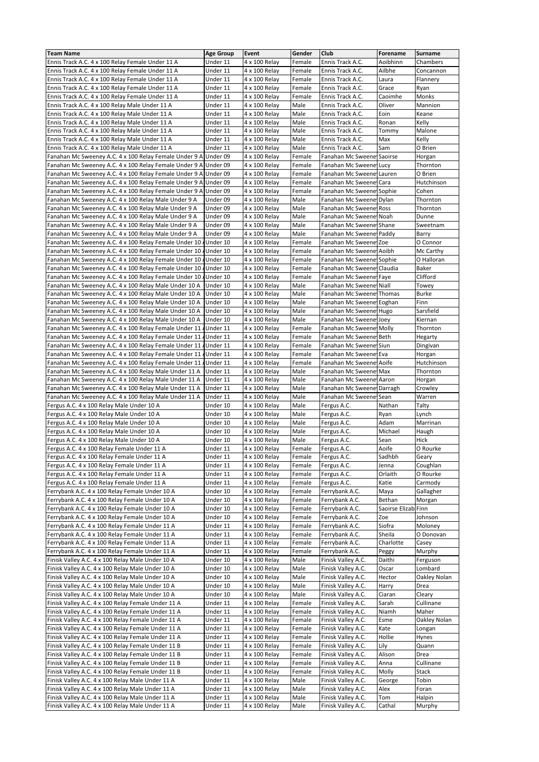| Team Name | Age Group | Event | Gender | Club | Forename | Surname |
|---|---|---|---|---|---|---|
| Ennis Track A.C. 4 x 100 Relay Female Under 11 A | Under 11 | 4 x 100 Relay | Female | Ennis Track A.C. | Aoibhinn | Chambers |
| Ennis Track A.C. 4 x 100 Relay Female Under 11 A | Under 11 | 4 x 100 Relay | Female | Ennis Track A.C. | Ailbhe | Concannon |
| Ennis Track A.C. 4 x 100 Relay Female Under 11 A | Under 11 | 4 x 100 Relay | Female | Ennis Track A.C. | Laura | Flannery |
| Ennis Track A.C. 4 x 100 Relay Female Under 11 A | Under 11 | 4 x 100 Relay | Female | Ennis Track A.C. | Grace | Ryan |
| Ennis Track A.C. 4 x 100 Relay Female Under 11 A | Under 11 | 4 x 100 Relay | Female | Ennis Track A.C. | Caoimhe | Monks |
| Ennis Track A.C. 4 x 100 Relay Male Under 11 A | Under 11 | 4 x 100 Relay | Male | Ennis Track A.C. | Oliver | Mannion |
| Ennis Track A.C. 4 x 100 Relay Male Under 11 A | Under 11 | 4 x 100 Relay | Male | Ennis Track A.C. | Eoin | Keane |
| Ennis Track A.C. 4 x 100 Relay Male Under 11 A | Under 11 | 4 x 100 Relay | Male | Ennis Track A.C. | Ronan | Kelly |
| Ennis Track A.C. 4 x 100 Relay Male Under 11 A | Under 11 | 4 x 100 Relay | Male | Ennis Track A.C. | Tommy | Malone |
| Ennis Track A.C. 4 x 100 Relay Male Under 11 A | Under 11 | 4 x 100 Relay | Male | Ennis Track A.C. | Max | Kelly |
| Ennis Track A.C. 4 x 100 Relay Male Under 11 A | Under 11 | 4 x 100 Relay | Male | Ennis Track A.C. | Sam | O Brien |
| Fanahan Mc Sweeney A.C. 4 x 100 Relay Female Under 9 A | Under 09 | 4 x 100 Relay | Female | Fanahan Mc Sweene | Saoirse | Horgan |
| Fanahan Mc Sweeney A.C. 4 x 100 Relay Female Under 9 A | Under 09 | 4 x 100 Relay | Female | Fanahan Mc Sweene | Lucy | Thornton |
| Fanahan Mc Sweeney A.C. 4 x 100 Relay Female Under 9 A | Under 09 | 4 x 100 Relay | Female | Fanahan Mc Sweene | Lauren | O Brien |
| Fanahan Mc Sweeney A.C. 4 x 100 Relay Female Under 9 A | Under 09 | 4 x 100 Relay | Female | Fanahan Mc Sweene | Cara | Hutchinson |
| Fanahan Mc Sweeney A.C. 4 x 100 Relay Female Under 9 A | Under 09 | 4 x 100 Relay | Female | Fanahan Mc Sweene | Sophie | Cohen |
| Fanahan Mc Sweeney A.C. 4 x 100 Relay Male Under 9 A | Under 09 | 4 x 100 Relay | Male | Fanahan Mc Sweene | Dylan | Thornton |
| Fanahan Mc Sweeney A.C. 4 x 100 Relay Male Under 9 A | Under 09 | 4 x 100 Relay | Male | Fanahan Mc Sweene | Ross | Thornton |
| Fanahan Mc Sweeney A.C. 4 x 100 Relay Male Under 9 A | Under 09 | 4 x 100 Relay | Male | Fanahan Mc Sweene | Noah | Dunne |
| Fanahan Mc Sweeney A.C. 4 x 100 Relay Male Under 9 A | Under 09 | 4 x 100 Relay | Male | Fanahan Mc Sweene | Shane | Sweetnam |
| Fanahan Mc Sweeney A.C. 4 x 100 Relay Male Under 9 A | Under 09 | 4 x 100 Relay | Male | Fanahan Mc Sweene | Paddy | Barry |
| Fanahan Mc Sweeney A.C. 4 x 100 Relay Female Under 10 A | Under 10 | 4 x 100 Relay | Female | Fanahan Mc Sweene | Zoe | O Connor |
| Fanahan Mc Sweeney A.C. 4 x 100 Relay Female Under 10 A | Under 10 | 4 x 100 Relay | Female | Fanahan Mc Sweene | Aoibh | Mc Carthy |
| Fanahan Mc Sweeney A.C. 4 x 100 Relay Female Under 10 A | Under 10 | 4 x 100 Relay | Female | Fanahan Mc Sweene | Sophie | O Halloran |
| Fanahan Mc Sweeney A.C. 4 x 100 Relay Female Under 10 A | Under 10 | 4 x 100 Relay | Female | Fanahan Mc Sweene | Claudia | Baker |
| Fanahan Mc Sweeney A.C. 4 x 100 Relay Female Under 10 A | Under 10 | 4 x 100 Relay | Female | Fanahan Mc Sweene | Faye | Clifford |
| Fanahan Mc Sweeney A.C. 4 x 100 Relay Male Under 10 A | Under 10 | 4 x 100 Relay | Male | Fanahan Mc Sweene | Niall | Towey |
| Fanahan Mc Sweeney A.C. 4 x 100 Relay Male Under 10 A | Under 10 | 4 x 100 Relay | Male | Fanahan Mc Sweene | Thomas | Burke |
| Fanahan Mc Sweeney A.C. 4 x 100 Relay Male Under 10 A | Under 10 | 4 x 100 Relay | Male | Fanahan Mc Sweene | Eoghan | Finn |
| Fanahan Mc Sweeney A.C. 4 x 100 Relay Male Under 10 A | Under 10 | 4 x 100 Relay | Male | Fanahan Mc Sweene | Hugo | Sarsfield |
| Fanahan Mc Sweeney A.C. 4 x 100 Relay Male Under 10 A | Under 10 | 4 x 100 Relay | Male | Fanahan Mc Sweene | Joey | Kiernan |
| Fanahan Mc Sweeney A.C. 4 x 100 Relay Female Under 11 A | Under 11 | 4 x 100 Relay | Female | Fanahan Mc Sweene | Molly | Thornton |
| Fanahan Mc Sweeney A.C. 4 x 100 Relay Female Under 11 A | Under 11 | 4 x 100 Relay | Female | Fanahan Mc Sweene | Beth | Hegarty |
| Fanahan Mc Sweeney A.C. 4 x 100 Relay Female Under 11 A | Under 11 | 4 x 100 Relay | Female | Fanahan Mc Sweene | Siun | Dingivan |
| Fanahan Mc Sweeney A.C. 4 x 100 Relay Female Under 11 A | Under 11 | 4 x 100 Relay | Female | Fanahan Mc Sweene | Eva | Horgan |
| Fanahan Mc Sweeney A.C. 4 x 100 Relay Female Under 11 A | Under 11 | 4 x 100 Relay | Female | Fanahan Mc Sweene | Aoife | Hutchinson |
| Fanahan Mc Sweeney A.C. 4 x 100 Relay Male Under 11 A | Under 11 | 4 x 100 Relay | Male | Fanahan Mc Sweene | Max | Thornton |
| Fanahan Mc Sweeney A.C. 4 x 100 Relay Male Under 11 A | Under 11 | 4 x 100 Relay | Male | Fanahan Mc Sweene | Aaron | Horgan |
| Fanahan Mc Sweeney A.C. 4 x 100 Relay Male Under 11 A | Under 11 | 4 x 100 Relay | Male | Fanahan Mc Sweene | Darragh | Crowley |
| Fanahan Mc Sweeney A.C. 4 x 100 Relay Male Under 11 A | Under 11 | 4 x 100 Relay | Male | Fanahan Mc Sweene | Sean | Warren |
| Fergus A.C. 4 x 100 Relay Male Under 10 A | Under 10 | 4 x 100 Relay | Male | Fergus A.C. | Nathan | Talty |
| Fergus A.C. 4 x 100 Relay Male Under 10 A | Under 10 | 4 x 100 Relay | Male | Fergus A.C. | Ryan | Lynch |
| Fergus A.C. 4 x 100 Relay Male Under 10 A | Under 10 | 4 x 100 Relay | Male | Fergus A.C. | Adam | Marrinan |
| Fergus A.C. 4 x 100 Relay Male Under 10 A | Under 10 | 4 x 100 Relay | Male | Fergus A.C. | Michael | Haugh |
| Fergus A.C. 4 x 100 Relay Male Under 10 A | Under 10 | 4 x 100 Relay | Male | Fergus A.C. | Sean | Hick |
| Fergus A.C. 4 x 100 Relay Female Under 11 A | Under 11 | 4 x 100 Relay | Female | Fergus A.C. | Aoife | O Rourke |
| Fergus A.C. 4 x 100 Relay Female Under 11 A | Under 11 | 4 x 100 Relay | Female | Fergus A.C. | Sadhbh | Geary |
| Fergus A.C. 4 x 100 Relay Female Under 11 A | Under 11 | 4 x 100 Relay | Female | Fergus A.C. | Jenna | Coughlan |
| Fergus A.C. 4 x 100 Relay Female Under 11 A | Under 11 | 4 x 100 Relay | Female | Fergus A.C. | Orlaith | O Rourke |
| Fergus A.C. 4 x 100 Relay Female Under 11 A | Under 11 | 4 x 100 Relay | Female | Fergus A.C. | Katie | Carmody |
| Ferrybank A.C. 4 x 100 Relay Female Under 10 A | Under 10 | 4 x 100 Relay | Female | Ferrybank A.C. | Maya | Gallagher |
| Ferrybank A.C. 4 x 100 Relay Female Under 10 A | Under 10 | 4 x 100 Relay | Female | Ferrybank A.C. | Bethan | Morgan |
| Ferrybank A.C. 4 x 100 Relay Female Under 10 A | Under 10 | 4 x 100 Relay | Female | Ferrybank A.C. | Saoirse Elizab | Finn |
| Ferrybank A.C. 4 x 100 Relay Female Under 10 A | Under 10 | 4 x 100 Relay | Female | Ferrybank A.C. | Zoe | Johnson |
| Ferrybank A.C. 4 x 100 Relay Female Under 11 A | Under 11 | 4 x 100 Relay | Female | Ferrybank A.C. | Siofra | Moloney |
| Ferrybank A.C. 4 x 100 Relay Female Under 11 A | Under 11 | 4 x 100 Relay | Female | Ferrybank A.C. | Sheila | O Donovan |
| Ferrybank A.C. 4 x 100 Relay Female Under 11 A | Under 11 | 4 x 100 Relay | Female | Ferrybank A.C. | Charlotte | Casey |
| Ferrybank A.C. 4 x 100 Relay Female Under 11 A | Under 11 | 4 x 100 Relay | Female | Ferrybank A.C. | Peggy | Murphy |
| Finisk Valley A.C. 4 x 100 Relay Male Under 10 A | Under 10 | 4 x 100 Relay | Male | Finisk Valley A.C. | Daithi | Ferguson |
| Finisk Valley A.C. 4 x 100 Relay Male Under 10 A | Under 10 | 4 x 100 Relay | Male | Finisk Valley A.C. | Oscar | Lombard |
| Finisk Valley A.C. 4 x 100 Relay Male Under 10 A | Under 10 | 4 x 100 Relay | Male | Finisk Valley A.C. | Hector | Oakley Nolan |
| Finisk Valley A.C. 4 x 100 Relay Male Under 10 A | Under 10 | 4 x 100 Relay | Male | Finisk Valley A.C. | Harry | Drea |
| Finisk Valley A.C. 4 x 100 Relay Male Under 10 A | Under 10 | 4 x 100 Relay | Male | Finisk Valley A.C. | Ciaran | Cleary |
| Finisk Valley A.C. 4 x 100 Relay Female Under 11 A | Under 11 | 4 x 100 Relay | Female | Finisk Valley A.C. | Sarah | Cullinane |
| Finisk Valley A.C. 4 x 100 Relay Female Under 11 A | Under 11 | 4 x 100 Relay | Female | Finisk Valley A.C. | Niamh | Maher |
| Finisk Valley A.C. 4 x 100 Relay Female Under 11 A | Under 11 | 4 x 100 Relay | Female | Finisk Valley A.C. | Esme | Oakley Nolan |
| Finisk Valley A.C. 4 x 100 Relay Female Under 11 A | Under 11 | 4 x 100 Relay | Female | Finisk Valley A.C. | Kate | Longan |
| Finisk Valley A.C. 4 x 100 Relay Female Under 11 A | Under 11 | 4 x 100 Relay | Female | Finisk Valley A.C. | Hollie | Hynes |
| Finisk Valley A.C. 4 x 100 Relay Female Under 11 B | Under 11 | 4 x 100 Relay | Female | Finisk Valley A.C. | Lily | Quann |
| Finisk Valley A.C. 4 x 100 Relay Female Under 11 B | Under 11 | 4 x 100 Relay | Female | Finisk Valley A.C. | Alison | Drea |
| Finisk Valley A.C. 4 x 100 Relay Female Under 11 B | Under 11 | 4 x 100 Relay | Female | Finisk Valley A.C. | Anna | Cullinane |
| Finisk Valley A.C. 4 x 100 Relay Female Under 11 B | Under 11 | 4 x 100 Relay | Female | Finisk Valley A.C. | Molly | Stack |
| Finisk Valley A.C. 4 x 100 Relay Male Under 11 A | Under 11 | 4 x 100 Relay | Male | Finisk Valley A.C. | George | Tobin |
| Finisk Valley A.C. 4 x 100 Relay Male Under 11 A | Under 11 | 4 x 100 Relay | Male | Finisk Valley A.C. | Alex | Foran |
| Finisk Valley A.C. 4 x 100 Relay Male Under 11 A | Under 11 | 4 x 100 Relay | Male | Finisk Valley A.C. | Tom | Halpin |
| Finisk Valley A.C. 4 x 100 Relay Male Under 11 A | Under 11 | 4 x 100 Relay | Male | Finisk Valley A.C. | Cathal | Murphy |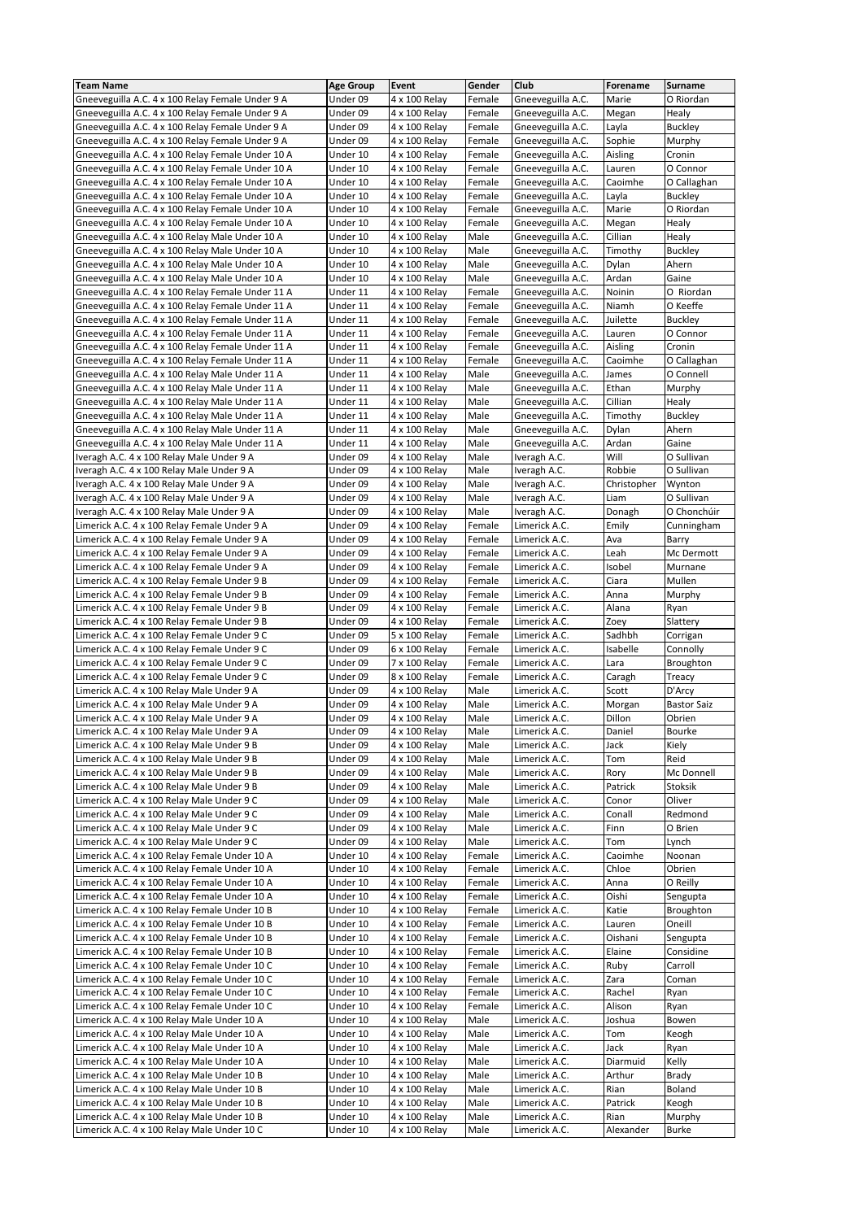| Team Name | Age Group | Event | Gender | Club | Forename | Surname |
|---|---|---|---|---|---|---|
| Gneeveguilla A.C. 4 x 100 Relay Female Under 9 A | Under 09 | 4 x 100 Relay | Female | Gneeveguilla A.C. | Marie | O Riordan |
| Gneeveguilla A.C. 4 x 100 Relay Female Under 9 A | Under 09 | 4 x 100 Relay | Female | Gneeveguilla A.C. | Megan | Healy |
| Gneeveguilla A.C. 4 x 100 Relay Female Under 9 A | Under 09 | 4 x 100 Relay | Female | Gneeveguilla A.C. | Layla | Buckley |
| Gneeveguilla A.C. 4 x 100 Relay Female Under 9 A | Under 09 | 4 x 100 Relay | Female | Gneeveguilla A.C. | Sophie | Murphy |
| Gneeveguilla A.C. 4 x 100 Relay Female Under 10 A | Under 10 | 4 x 100 Relay | Female | Gneeveguilla A.C. | Aisling | Cronin |
| Gneeveguilla A.C. 4 x 100 Relay Female Under 10 A | Under 10 | 4 x 100 Relay | Female | Gneeveguilla A.C. | Lauren | O Connor |
| Gneeveguilla A.C. 4 x 100 Relay Female Under 10 A | Under 10 | 4 x 100 Relay | Female | Gneeveguilla A.C. | Caoimhe | O Callaghan |
| Gneeveguilla A.C. 4 x 100 Relay Female Under 10 A | Under 10 | 4 x 100 Relay | Female | Gneeveguilla A.C. | Layla | Buckley |
| Gneeveguilla A.C. 4 x 100 Relay Female Under 10 A | Under 10 | 4 x 100 Relay | Female | Gneeveguilla A.C. | Marie | O Riordan |
| Gneeveguilla A.C. 4 x 100 Relay Female Under 10 A | Under 10 | 4 x 100 Relay | Female | Gneeveguilla A.C. | Megan | Healy |
| Gneeveguilla A.C. 4 x 100 Relay Male Under 10 A | Under 10 | 4 x 100 Relay | Male | Gneeveguilla A.C. | Cillian | Healy |
| Gneeveguilla A.C. 4 x 100 Relay Male Under 10 A | Under 10 | 4 x 100 Relay | Male | Gneeveguilla A.C. | Timothy | Buckley |
| Gneeveguilla A.C. 4 x 100 Relay Male Under 10 A | Under 10 | 4 x 100 Relay | Male | Gneeveguilla A.C. | Dylan | Ahern |
| Gneeveguilla A.C. 4 x 100 Relay Male Under 10 A | Under 10 | 4 x 100 Relay | Male | Gneeveguilla A.C. | Ardan | Gaine |
| Gneeveguilla A.C. 4 x 100 Relay Female Under 11 A | Under 11 | 4 x 100 Relay | Female | Gneeveguilla A.C. | Noinin | O  Riordan |
| Gneeveguilla A.C. 4 x 100 Relay Female Under 11 A | Under 11 | 4 x 100 Relay | Female | Gneeveguilla A.C. | Niamh | O Keeffe |
| Gneeveguilla A.C. 4 x 100 Relay Female Under 11 A | Under 11 | 4 x 100 Relay | Female | Gneeveguilla A.C. | Juilette | Buckley |
| Gneeveguilla A.C. 4 x 100 Relay Female Under 11 A | Under 11 | 4 x 100 Relay | Female | Gneeveguilla A.C. | Lauren | O Connor |
| Gneeveguilla A.C. 4 x 100 Relay Female Under 11 A | Under 11 | 4 x 100 Relay | Female | Gneeveguilla A.C. | Aisling | Cronin |
| Gneeveguilla A.C. 4 x 100 Relay Female Under 11 A | Under 11 | 4 x 100 Relay | Female | Gneeveguilla A.C. | Caoimhe | O Callaghan |
| Gneeveguilla A.C. 4 x 100 Relay Male Under 11 A | Under 11 | 4 x 100 Relay | Male | Gneeveguilla A.C. | James | O Connell |
| Gneeveguilla A.C. 4 x 100 Relay Male Under 11 A | Under 11 | 4 x 100 Relay | Male | Gneeveguilla A.C. | Ethan | Murphy |
| Gneeveguilla A.C. 4 x 100 Relay Male Under 11 A | Under 11 | 4 x 100 Relay | Male | Gneeveguilla A.C. | Cillian | Healy |
| Gneeveguilla A.C. 4 x 100 Relay Male Under 11 A | Under 11 | 4 x 100 Relay | Male | Gneeveguilla A.C. | Timothy | Buckley |
| Gneeveguilla A.C. 4 x 100 Relay Male Under 11 A | Under 11 | 4 x 100 Relay | Male | Gneeveguilla A.C. | Dylan | Ahern |
| Gneeveguilla A.C. 4 x 100 Relay Male Under 11 A | Under 11 | 4 x 100 Relay | Male | Gneeveguilla A.C. | Ardan | Gaine |
| Iveragh A.C. 4 x 100 Relay Male Under 9 A | Under 09 | 4 x 100 Relay | Male | Iveragh A.C. | Will | O Sullivan |
| Iveragh A.C. 4 x 100 Relay Male Under 9 A | Under 09 | 4 x 100 Relay | Male | Iveragh A.C. | Robbie | O Sullivan |
| Iveragh A.C. 4 x 100 Relay Male Under 9 A | Under 09 | 4 x 100 Relay | Male | Iveragh A.C. | Christopher | Wynton |
| Iveragh A.C. 4 x 100 Relay Male Under 9 A | Under 09 | 4 x 100 Relay | Male | Iveragh A.C. | Liam | O Sullivan |
| Iveragh A.C. 4 x 100 Relay Male Under 9 A | Under 09 | 4 x 100 Relay | Male | Iveragh A.C. | Donagh | O Chonchúir |
| Limerick A.C. 4 x 100 Relay Female Under 9 A | Under 09 | 4 x 100 Relay | Female | Limerick A.C. | Emily | Cunningham |
| Limerick A.C. 4 x 100 Relay Female Under 9 A | Under 09 | 4 x 100 Relay | Female | Limerick A.C. | Ava | Barry |
| Limerick A.C. 4 x 100 Relay Female Under 9 A | Under 09 | 4 x 100 Relay | Female | Limerick A.C. | Leah | Mc Dermott |
| Limerick A.C. 4 x 100 Relay Female Under 9 A | Under 09 | 4 x 100 Relay | Female | Limerick A.C. | Isobel | Murnane |
| Limerick A.C. 4 x 100 Relay Female Under 9 B | Under 09 | 4 x 100 Relay | Female | Limerick A.C. | Ciara | Mullen |
| Limerick A.C. 4 x 100 Relay Female Under 9 B | Under 09 | 4 x 100 Relay | Female | Limerick A.C. | Anna | Murphy |
| Limerick A.C. 4 x 100 Relay Female Under 9 B | Under 09 | 4 x 100 Relay | Female | Limerick A.C. | Alana | Ryan |
| Limerick A.C. 4 x 100 Relay Female Under 9 B | Under 09 | 4 x 100 Relay | Female | Limerick A.C. | Zoey | Slattery |
| Limerick A.C. 4 x 100 Relay Female Under 9 C | Under 09 | 5 x 100 Relay | Female | Limerick A.C. | Sadhbh | Corrigan |
| Limerick A.C. 4 x 100 Relay Female Under 9 C | Under 09 | 6 x 100 Relay | Female | Limerick A.C. | Isabelle | Connolly |
| Limerick A.C. 4 x 100 Relay Female Under 9 C | Under 09 | 7 x 100 Relay | Female | Limerick A.C. | Lara | Broughton |
| Limerick A.C. 4 x 100 Relay Female Under 9 C | Under 09 | 8 x 100 Relay | Female | Limerick A.C. | Caragh | Treacy |
| Limerick A.C. 4 x 100 Relay Male Under 9 A | Under 09 | 4 x 100 Relay | Male | Limerick A.C. | Scott | D'Arcy |
| Limerick A.C. 4 x 100 Relay Male Under 9 A | Under 09 | 4 x 100 Relay | Male | Limerick A.C. | Morgan | Bastor Saiz |
| Limerick A.C. 4 x 100 Relay Male Under 9 A | Under 09 | 4 x 100 Relay | Male | Limerick A.C. | Dillon | Obrien |
| Limerick A.C. 4 x 100 Relay Male Under 9 A | Under 09 | 4 x 100 Relay | Male | Limerick A.C. | Daniel | Bourke |
| Limerick A.C. 4 x 100 Relay Male Under 9 B | Under 09 | 4 x 100 Relay | Male | Limerick A.C. | Jack | Kiely |
| Limerick A.C. 4 x 100 Relay Male Under 9 B | Under 09 | 4 x 100 Relay | Male | Limerick A.C. | Tom | Reid |
| Limerick A.C. 4 x 100 Relay Male Under 9 B | Under 09 | 4 x 100 Relay | Male | Limerick A.C. | Rory | Mc Donnell |
| Limerick A.C. 4 x 100 Relay Male Under 9 B | Under 09 | 4 x 100 Relay | Male | Limerick A.C. | Patrick | Stoksik |
| Limerick A.C. 4 x 100 Relay Male Under 9 C | Under 09 | 4 x 100 Relay | Male | Limerick A.C. | Conor | Oliver |
| Limerick A.C. 4 x 100 Relay Male Under 9 C | Under 09 | 4 x 100 Relay | Male | Limerick A.C. | Conall | Redmond |
| Limerick A.C. 4 x 100 Relay Male Under 9 C | Under 09 | 4 x 100 Relay | Male | Limerick A.C. | Finn | O Brien |
| Limerick A.C. 4 x 100 Relay Male Under 9 C | Under 09 | 4 x 100 Relay | Male | Limerick A.C. | Tom | Lynch |
| Limerick A.C. 4 x 100 Relay Female Under 10 A | Under 10 | 4 x 100 Relay | Female | Limerick A.C. | Caoimhe | Noonan |
| Limerick A.C. 4 x 100 Relay Female Under 10 A | Under 10 | 4 x 100 Relay | Female | Limerick A.C. | Chloe | Obrien |
| Limerick A.C. 4 x 100 Relay Female Under 10 A | Under 10 | 4 x 100 Relay | Female | Limerick A.C. | Anna | O Reilly |
| Limerick A.C. 4 x 100 Relay Female Under 10 A | Under 10 | 4 x 100 Relay | Female | Limerick A.C. | Oishi | Sengupta |
| Limerick A.C. 4 x 100 Relay Female Under 10 B | Under 10 | 4 x 100 Relay | Female | Limerick A.C. | Katie | Broughton |
| Limerick A.C. 4 x 100 Relay Female Under 10 B | Under 10 | 4 x 100 Relay | Female | Limerick A.C. | Lauren | Oneill |
| Limerick A.C. 4 x 100 Relay Female Under 10 B | Under 10 | 4 x 100 Relay | Female | Limerick A.C. | Oishani | Sengupta |
| Limerick A.C. 4 x 100 Relay Female Under 10 B | Under 10 | 4 x 100 Relay | Female | Limerick A.C. | Elaine | Considine |
| Limerick A.C. 4 x 100 Relay Female Under 10 C | Under 10 | 4 x 100 Relay | Female | Limerick A.C. | Ruby | Carroll |
| Limerick A.C. 4 x 100 Relay Female Under 10 C | Under 10 | 4 x 100 Relay | Female | Limerick A.C. | Zara | Coman |
| Limerick A.C. 4 x 100 Relay Female Under 10 C | Under 10 | 4 x 100 Relay | Female | Limerick A.C. | Rachel | Ryan |
| Limerick A.C. 4 x 100 Relay Female Under 10 C | Under 10 | 4 x 100 Relay | Female | Limerick A.C. | Alison | Ryan |
| Limerick A.C. 4 x 100 Relay Male Under 10 A | Under 10 | 4 x 100 Relay | Male | Limerick A.C. | Joshua | Bowen |
| Limerick A.C. 4 x 100 Relay Male Under 10 A | Under 10 | 4 x 100 Relay | Male | Limerick A.C. | Tom | Keogh |
| Limerick A.C. 4 x 100 Relay Male Under 10 A | Under 10 | 4 x 100 Relay | Male | Limerick A.C. | Jack | Ryan |
| Limerick A.C. 4 x 100 Relay Male Under 10 A | Under 10 | 4 x 100 Relay | Male | Limerick A.C. | Diarmuid | Kelly |
| Limerick A.C. 4 x 100 Relay Male Under 10 B | Under 10 | 4 x 100 Relay | Male | Limerick A.C. | Arthur | Brady |
| Limerick A.C. 4 x 100 Relay Male Under 10 B | Under 10 | 4 x 100 Relay | Male | Limerick A.C. | Rian | Boland |
| Limerick A.C. 4 x 100 Relay Male Under 10 B | Under 10 | 4 x 100 Relay | Male | Limerick A.C. | Patrick | Keogh |
| Limerick A.C. 4 x 100 Relay Male Under 10 B | Under 10 | 4 x 100 Relay | Male | Limerick A.C. | Rian | Murphy |
| Limerick A.C. 4 x 100 Relay Male Under 10 C | Under 10 | 4 x 100 Relay | Male | Limerick A.C. | Alexander | Burke |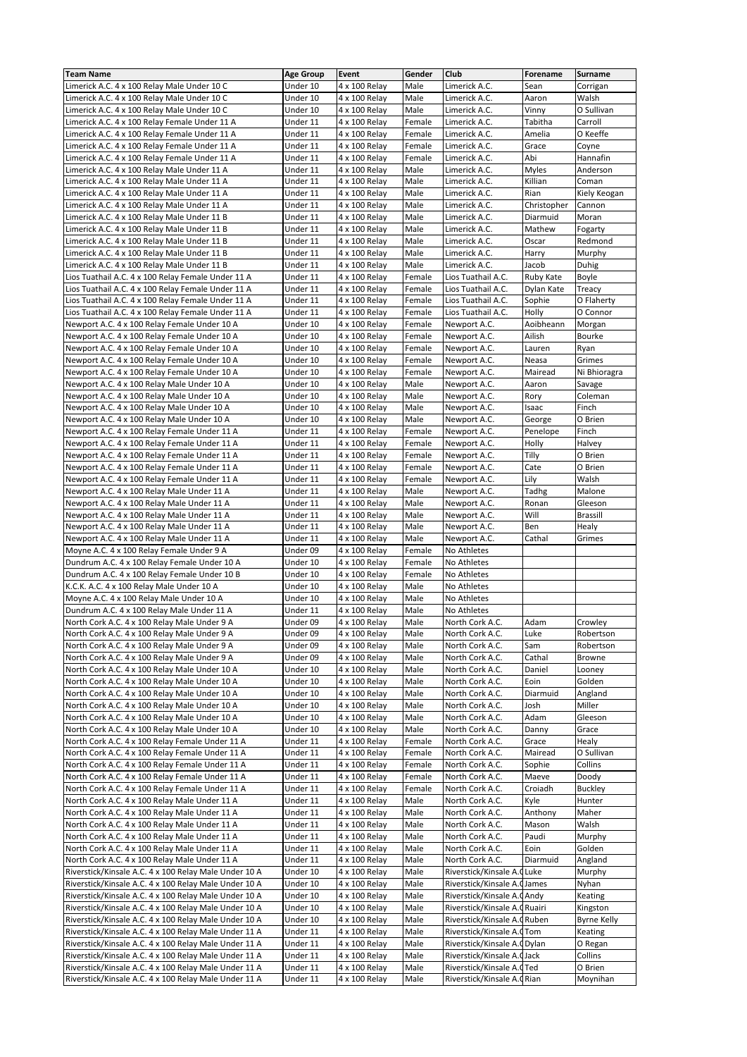| Team Name | Age Group | Event | Gender | Club | Forename | Surname |
|---|---|---|---|---|---|---|
| Limerick A.C. 4 x 100 Relay Male Under 10 C | Under 10 | 4 x 100 Relay | Male | Limerick A.C. | Sean | Corrigan |
| Limerick A.C. 4 x 100 Relay Male Under 10 C | Under 10 | 4 x 100 Relay | Male | Limerick A.C. | Aaron | Walsh |
| Limerick A.C. 4 x 100 Relay Male Under 10 C | Under 10 | 4 x 100 Relay | Male | Limerick A.C. | Vinny | O Sullivan |
| Limerick A.C. 4 x 100 Relay Female Under 11 A | Under 11 | 4 x 100 Relay | Female | Limerick A.C. | Tabitha | Carroll |
| Limerick A.C. 4 x 100 Relay Female Under 11 A | Under 11 | 4 x 100 Relay | Female | Limerick A.C. | Amelia | O Keeffe |
| Limerick A.C. 4 x 100 Relay Female Under 11 A | Under 11 | 4 x 100 Relay | Female | Limerick A.C. | Grace | Coyne |
| Limerick A.C. 4 x 100 Relay Female Under 11 A | Under 11 | 4 x 100 Relay | Female | Limerick A.C. | Abi | Hannafin |
| Limerick A.C. 4 x 100 Relay Male Under 11 A | Under 11 | 4 x 100 Relay | Male | Limerick A.C. | Myles | Anderson |
| Limerick A.C. 4 x 100 Relay Male Under 11 A | Under 11 | 4 x 100 Relay | Male | Limerick A.C. | Killian | Coman |
| Limerick A.C. 4 x 100 Relay Male Under 11 A | Under 11 | 4 x 100 Relay | Male | Limerick A.C. | Rian | Kiely Keogan |
| Limerick A.C. 4 x 100 Relay Male Under 11 A | Under 11 | 4 x 100 Relay | Male | Limerick A.C. | Christopher | Cannon |
| Limerick A.C. 4 x 100 Relay Male Under 11 B | Under 11 | 4 x 100 Relay | Male | Limerick A.C. | Diarmuid | Moran |
| Limerick A.C. 4 x 100 Relay Male Under 11 B | Under 11 | 4 x 100 Relay | Male | Limerick A.C. | Mathew | Fogarty |
| Limerick A.C. 4 x 100 Relay Male Under 11 B | Under 11 | 4 x 100 Relay | Male | Limerick A.C. | Oscar | Redmond |
| Limerick A.C. 4 x 100 Relay Male Under 11 B | Under 11 | 4 x 100 Relay | Male | Limerick A.C. | Harry | Murphy |
| Limerick A.C. 4 x 100 Relay Male Under 11 B | Under 11 | 4 x 100 Relay | Male | Limerick A.C. | Jacob | Duhig |
| Lios Tuathail A.C. 4 x 100 Relay Female Under 11 A | Under 11 | 4 x 100 Relay | Female | Lios Tuathail A.C. | Ruby Kate | Boyle |
| Lios Tuathail A.C. 4 x 100 Relay Female Under 11 A | Under 11 | 4 x 100 Relay | Female | Lios Tuathail A.C. | Dylan Kate | Treacy |
| Lios Tuathail A.C. 4 x 100 Relay Female Under 11 A | Under 11 | 4 x 100 Relay | Female | Lios Tuathail A.C. | Sophie | O Flaherty |
| Lios Tuathail A.C. 4 x 100 Relay Female Under 11 A | Under 11 | 4 x 100 Relay | Female | Lios Tuathail A.C. | Holly | O Connor |
| Newport A.C. 4 x 100 Relay Female Under 10 A | Under 10 | 4 x 100 Relay | Female | Newport A.C. | Aoibheann | Morgan |
| Newport A.C. 4 x 100 Relay Female Under 10 A | Under 10 | 4 x 100 Relay | Female | Newport A.C. | Ailish | Bourke |
| Newport A.C. 4 x 100 Relay Female Under 10 A | Under 10 | 4 x 100 Relay | Female | Newport A.C. | Lauren | Ryan |
| Newport A.C. 4 x 100 Relay Female Under 10 A | Under 10 | 4 x 100 Relay | Female | Newport A.C. | Neasa | Grimes |
| Newport A.C. 4 x 100 Relay Female Under 10 A | Under 10 | 4 x 100 Relay | Female | Newport A.C. | Mairead | Ni Bhioragra |
| Newport A.C. 4 x 100 Relay Male Under 10 A | Under 10 | 4 x 100 Relay | Male | Newport A.C. | Aaron | Savage |
| Newport A.C. 4 x 100 Relay Male Under 10 A | Under 10 | 4 x 100 Relay | Male | Newport A.C. | Rory | Coleman |
| Newport A.C. 4 x 100 Relay Male Under 10 A | Under 10 | 4 x 100 Relay | Male | Newport A.C. | Isaac | Finch |
| Newport A.C. 4 x 100 Relay Male Under 10 A | Under 10 | 4 x 100 Relay | Male | Newport A.C. | George | O Brien |
| Newport A.C. 4 x 100 Relay Female Under 11 A | Under 11 | 4 x 100 Relay | Female | Newport A.C. | Penelope | Finch |
| Newport A.C. 4 x 100 Relay Female Under 11 A | Under 11 | 4 x 100 Relay | Female | Newport A.C. | Holly | Halvey |
| Newport A.C. 4 x 100 Relay Female Under 11 A | Under 11 | 4 x 100 Relay | Female | Newport A.C. | Tilly | O Brien |
| Newport A.C. 4 x 100 Relay Female Under 11 A | Under 11 | 4 x 100 Relay | Female | Newport A.C. | Cate | O Brien |
| Newport A.C. 4 x 100 Relay Female Under 11 A | Under 11 | 4 x 100 Relay | Female | Newport A.C. | Lily | Walsh |
| Newport A.C. 4 x 100 Relay Male Under 11 A | Under 11 | 4 x 100 Relay | Male | Newport A.C. | Tadhg | Malone |
| Newport A.C. 4 x 100 Relay Male Under 11 A | Under 11 | 4 x 100 Relay | Male | Newport A.C. | Ronan | Gleeson |
| Newport A.C. 4 x 100 Relay Male Under 11 A | Under 11 | 4 x 100 Relay | Male | Newport A.C. | Will | Brassill |
| Newport A.C. 4 x 100 Relay Male Under 11 A | Under 11 | 4 x 100 Relay | Male | Newport A.C. | Ben | Healy |
| Newport A.C. 4 x 100 Relay Male Under 11 A | Under 11 | 4 x 100 Relay | Male | Newport A.C. | Cathal | Grimes |
| Moyne A.C. 4 x 100 Relay Female Under 9 A | Under 09 | 4 x 100 Relay | Female | No Athletes | | |
| Dundrum A.C. 4 x 100 Relay Female Under 10 A | Under 10 | 4 x 100 Relay | Female | No Athletes | | |
| Dundrum A.C. 4 x 100 Relay Female Under 10 B | Under 10 | 4 x 100 Relay | Female | No Athletes | | |
| K.C.K. A.C. 4 x 100 Relay Male Under 10 A | Under 10 | 4 x 100 Relay | Male | No Athletes | | |
| Moyne A.C. 4 x 100 Relay Male Under 10 A | Under 10 | 4 x 100 Relay | Male | No Athletes | | |
| Dundrum A.C. 4 x 100 Relay Male Under 11 A | Under 11 | 4 x 100 Relay | Male | No Athletes | | |
| North Cork A.C. 4 x 100 Relay Male Under 9 A | Under 09 | 4 x 100 Relay | Male | North Cork A.C. | Adam | Crowley |
| North Cork A.C. 4 x 100 Relay Male Under 9 A | Under 09 | 4 x 100 Relay | Male | North Cork A.C. | Luke | Robertson |
| North Cork A.C. 4 x 100 Relay Male Under 9 A | Under 09 | 4 x 100 Relay | Male | North Cork A.C. | Sam | Robertson |
| North Cork A.C. 4 x 100 Relay Male Under 9 A | Under 09 | 4 x 100 Relay | Male | North Cork A.C. | Cathal | Browne |
| North Cork A.C. 4 x 100 Relay Male Under 10 A | Under 10 | 4 x 100 Relay | Male | North Cork A.C. | Daniel | Looney |
| North Cork A.C. 4 x 100 Relay Male Under 10 A | Under 10 | 4 x 100 Relay | Male | North Cork A.C. | Eoin | Golden |
| North Cork A.C. 4 x 100 Relay Male Under 10 A | Under 10 | 4 x 100 Relay | Male | North Cork A.C. | Diarmuid | Angland |
| North Cork A.C. 4 x 100 Relay Male Under 10 A | Under 10 | 4 x 100 Relay | Male | North Cork A.C. | Josh | Miller |
| North Cork A.C. 4 x 100 Relay Male Under 10 A | Under 10 | 4 x 100 Relay | Male | North Cork A.C. | Adam | Gleeson |
| North Cork A.C. 4 x 100 Relay Male Under 10 A | Under 10 | 4 x 100 Relay | Male | North Cork A.C. | Danny | Grace |
| North Cork A.C. 4 x 100 Relay Female Under 11 A | Under 11 | 4 x 100 Relay | Female | North Cork A.C. | Grace | Healy |
| North Cork A.C. 4 x 100 Relay Female Under 11 A | Under 11 | 4 x 100 Relay | Female | North Cork A.C. | Mairead | O Sullivan |
| North Cork A.C. 4 x 100 Relay Female Under 11 A | Under 11 | 4 x 100 Relay | Female | North Cork A.C. | Sophie | Collins |
| North Cork A.C. 4 x 100 Relay Female Under 11 A | Under 11 | 4 x 100 Relay | Female | North Cork A.C. | Maeve | Doody |
| North Cork A.C. 4 x 100 Relay Female Under 11 A | Under 11 | 4 x 100 Relay | Female | North Cork A.C. | Croiadh | Buckley |
| North Cork A.C. 4 x 100 Relay Male Under 11 A | Under 11 | 4 x 100 Relay | Male | North Cork A.C. | Kyle | Hunter |
| North Cork A.C. 4 x 100 Relay Male Under 11 A | Under 11 | 4 x 100 Relay | Male | North Cork A.C. | Anthony | Maher |
| North Cork A.C. 4 x 100 Relay Male Under 11 A | Under 11 | 4 x 100 Relay | Male | North Cork A.C. | Mason | Walsh |
| North Cork A.C. 4 x 100 Relay Male Under 11 A | Under 11 | 4 x 100 Relay | Male | North Cork A.C. | Paudi | Murphy |
| North Cork A.C. 4 x 100 Relay Male Under 11 A | Under 11 | 4 x 100 Relay | Male | North Cork A.C. | Eoin | Golden |
| North Cork A.C. 4 x 100 Relay Male Under 11 A | Under 11 | 4 x 100 Relay | Male | North Cork A.C. | Diarmuid | Angland |
| Riverstick/Kinsale A.C. 4 x 100 Relay Male Under 10 A | Under 10 | 4 x 100 Relay | Male | Riverstick/Kinsale A.C | Luke | Murphy |
| Riverstick/Kinsale A.C. 4 x 100 Relay Male Under 10 A | Under 10 | 4 x 100 Relay | Male | Riverstick/Kinsale A.C | James | Nyhan |
| Riverstick/Kinsale A.C. 4 x 100 Relay Male Under 10 A | Under 10 | 4 x 100 Relay | Male | Riverstick/Kinsale A.C | Andy | Keating |
| Riverstick/Kinsale A.C. 4 x 100 Relay Male Under 10 A | Under 10 | 4 x 100 Relay | Male | Riverstick/Kinsale A.C | Ruairi | Kingston |
| Riverstick/Kinsale A.C. 4 x 100 Relay Male Under 10 A | Under 10 | 4 x 100 Relay | Male | Riverstick/Kinsale A.C | Ruben | Byrne Kelly |
| Riverstick/Kinsale A.C. 4 x 100 Relay Male Under 11 A | Under 11 | 4 x 100 Relay | Male | Riverstick/Kinsale A.C | Tom | Keating |
| Riverstick/Kinsale A.C. 4 x 100 Relay Male Under 11 A | Under 11 | 4 x 100 Relay | Male | Riverstick/Kinsale A.C | Dylan | O Regan |
| Riverstick/Kinsale A.C. 4 x 100 Relay Male Under 11 A | Under 11 | 4 x 100 Relay | Male | Riverstick/Kinsale A.C | Jack | Collins |
| Riverstick/Kinsale A.C. 4 x 100 Relay Male Under 11 A | Under 11 | 4 x 100 Relay | Male | Riverstick/Kinsale A.C | Ted | O Brien |
| Riverstick/Kinsale A.C. 4 x 100 Relay Male Under 11 A | Under 11 | 4 x 100 Relay | Male | Riverstick/Kinsale A.C | Rian | Moynihan |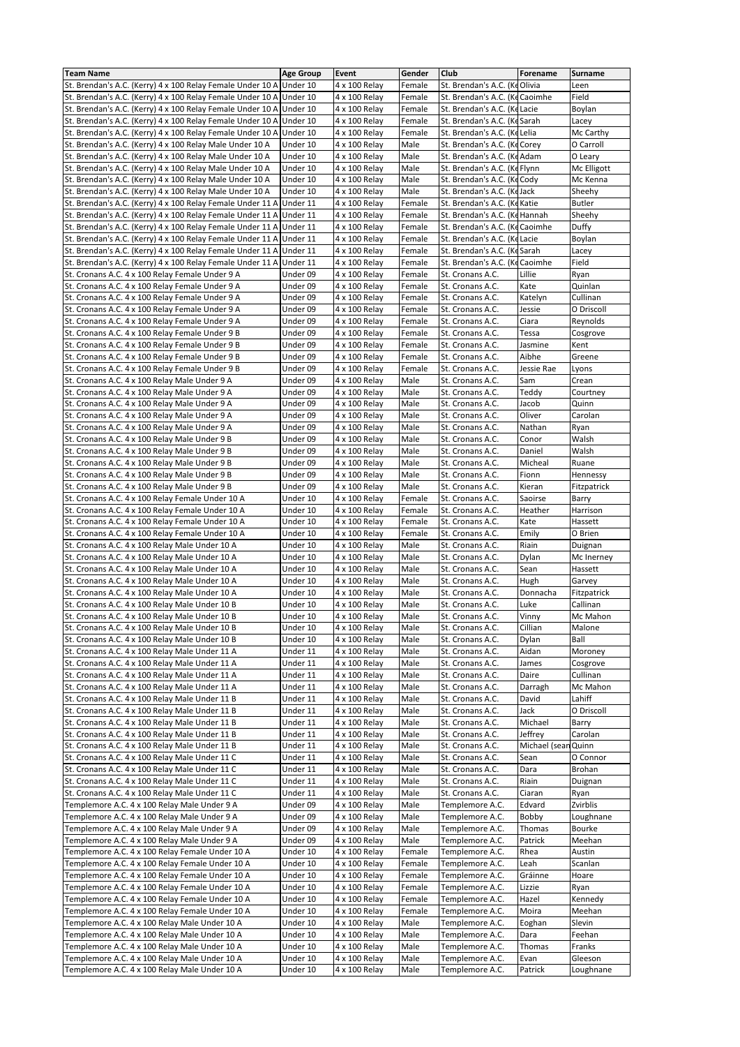| Team Name | Age Group | Event | Gender | Club | Forename | Surname |
|---|---|---|---|---|---|---|
| St. Brendan's A.C. (Kerry) 4 x 100 Relay Female Under 10 A | Under 10 | 4 x 100 Relay | Female | St. Brendan's A.C. (Ke | Olivia | Leen |
| St. Brendan's A.C. (Kerry) 4 x 100 Relay Female Under 10 A | Under 10 | 4 x 100 Relay | Female | St. Brendan's A.C. (Ke | Caoimhe | Field |
| St. Brendan's A.C. (Kerry) 4 x 100 Relay Female Under 10 A | Under 10 | 4 x 100 Relay | Female | St. Brendan's A.C. (Ke | Lacie | Boylan |
| St. Brendan's A.C. (Kerry) 4 x 100 Relay Female Under 10 A | Under 10 | 4 x 100 Relay | Female | St. Brendan's A.C. (Ke | Sarah | Lacey |
| St. Brendan's A.C. (Kerry) 4 x 100 Relay Female Under 10 A | Under 10 | 4 x 100 Relay | Female | St. Brendan's A.C. (Ke | Lelia | Mc Carthy |
| St. Brendan's A.C. (Kerry) 4 x 100 Relay Male Under 10 A | Under 10 | 4 x 100 Relay | Male | St. Brendan's A.C. (Ke | Corey | O Carroll |
| St. Brendan's A.C. (Kerry) 4 x 100 Relay Male Under 10 A | Under 10 | 4 x 100 Relay | Male | St. Brendan's A.C. (Ke | Adam | O Leary |
| St. Brendan's A.C. (Kerry) 4 x 100 Relay Male Under 10 A | Under 10 | 4 x 100 Relay | Male | St. Brendan's A.C. (Ke | Flynn | Mc Elligott |
| St. Brendan's A.C. (Kerry) 4 x 100 Relay Male Under 10 A | Under 10 | 4 x 100 Relay | Male | St. Brendan's A.C. (Ke | Cody | Mc Kenna |
| St. Brendan's A.C. (Kerry) 4 x 100 Relay Male Under 10 A | Under 10 | 4 x 100 Relay | Male | St. Brendan's A.C. (Ke | Jack | Sheehy |
| St. Brendan's A.C. (Kerry) 4 x 100 Relay Female Under 11 A | Under 11 | 4 x 100 Relay | Female | St. Brendan's A.C. (Ke | Katie | Butler |
| St. Brendan's A.C. (Kerry) 4 x 100 Relay Female Under 11 A | Under 11 | 4 x 100 Relay | Female | St. Brendan's A.C. (Ke | Hannah | Sheehy |
| St. Brendan's A.C. (Kerry) 4 x 100 Relay Female Under 11 A | Under 11 | 4 x 100 Relay | Female | St. Brendan's A.C. (Ke | Caoimhe | Duffy |
| St. Brendan's A.C. (Kerry) 4 x 100 Relay Female Under 11 A | Under 11 | 4 x 100 Relay | Female | St. Brendan's A.C. (Ke | Lacie | Boylan |
| St. Brendan's A.C. (Kerry) 4 x 100 Relay Female Under 11 A | Under 11 | 4 x 100 Relay | Female | St. Brendan's A.C. (Ke | Sarah | Lacey |
| St. Brendan's A.C. (Kerry) 4 x 100 Relay Female Under 11 A | Under 11 | 4 x 100 Relay | Female | St. Brendan's A.C. (Ke | Caoimhe | Field |
| St. Cronans A.C. 4 x 100 Relay Female Under 9 A | Under 09 | 4 x 100 Relay | Female | St. Cronans A.C. | Lillie | Ryan |
| St. Cronans A.C. 4 x 100 Relay Female Under 9 A | Under 09 | 4 x 100 Relay | Female | St. Cronans A.C. | Kate | Quinlan |
| St. Cronans A.C. 4 x 100 Relay Female Under 9 A | Under 09 | 4 x 100 Relay | Female | St. Cronans A.C. | Katelyn | Cullinan |
| St. Cronans A.C. 4 x 100 Relay Female Under 9 A | Under 09 | 4 x 100 Relay | Female | St. Cronans A.C. | Jessie | O Driscoll |
| St. Cronans A.C. 4 x 100 Relay Female Under 9 A | Under 09 | 4 x 100 Relay | Female | St. Cronans A.C. | Ciara | Reynolds |
| St. Cronans A.C. 4 x 100 Relay Female Under 9 B | Under 09 | 4 x 100 Relay | Female | St. Cronans A.C. | Tessa | Cosgrove |
| St. Cronans A.C. 4 x 100 Relay Female Under 9 B | Under 09 | 4 x 100 Relay | Female | St. Cronans A.C. | Jasmine | Kent |
| St. Cronans A.C. 4 x 100 Relay Female Under 9 B | Under 09 | 4 x 100 Relay | Female | St. Cronans A.C. | Aibhe | Greene |
| St. Cronans A.C. 4 x 100 Relay Female Under 9 B | Under 09 | 4 x 100 Relay | Female | St. Cronans A.C. | Jessie Rae | Lyons |
| St. Cronans A.C. 4 x 100 Relay Male Under 9 A | Under 09 | 4 x 100 Relay | Male | St. Cronans A.C. | Sam | Crean |
| St. Cronans A.C. 4 x 100 Relay Male Under 9 A | Under 09 | 4 x 100 Relay | Male | St. Cronans A.C. | Teddy | Courtney |
| St. Cronans A.C. 4 x 100 Relay Male Under 9 A | Under 09 | 4 x 100 Relay | Male | St. Cronans A.C. | Jacob | Quinn |
| St. Cronans A.C. 4 x 100 Relay Male Under 9 A | Under 09 | 4 x 100 Relay | Male | St. Cronans A.C. | Oliver | Carolan |
| St. Cronans A.C. 4 x 100 Relay Male Under 9 A | Under 09 | 4 x 100 Relay | Male | St. Cronans A.C. | Nathan | Ryan |
| St. Cronans A.C. 4 x 100 Relay Male Under 9 B | Under 09 | 4 x 100 Relay | Male | St. Cronans A.C. | Conor | Walsh |
| St. Cronans A.C. 4 x 100 Relay Male Under 9 B | Under 09 | 4 x 100 Relay | Male | St. Cronans A.C. | Daniel | Walsh |
| St. Cronans A.C. 4 x 100 Relay Male Under 9 B | Under 09 | 4 x 100 Relay | Male | St. Cronans A.C. | Micheal | Ruane |
| St. Cronans A.C. 4 x 100 Relay Male Under 9 B | Under 09 | 4 x 100 Relay | Male | St. Cronans A.C. | Fionn | Hennessy |
| St. Cronans A.C. 4 x 100 Relay Male Under 9 B | Under 09 | 4 x 100 Relay | Male | St. Cronans A.C. | Kieran | Fitzpatrick |
| St. Cronans A.C. 4 x 100 Relay Female Under 10 A | Under 10 | 4 x 100 Relay | Female | St. Cronans A.C. | Saoirse | Barry |
| St. Cronans A.C. 4 x 100 Relay Female Under 10 A | Under 10 | 4 x 100 Relay | Female | St. Cronans A.C. | Heather | Harrison |
| St. Cronans A.C. 4 x 100 Relay Female Under 10 A | Under 10 | 4 x 100 Relay | Female | St. Cronans A.C. | Kate | Hassett |
| St. Cronans A.C. 4 x 100 Relay Female Under 10 A | Under 10 | 4 x 100 Relay | Female | St. Cronans A.C. | Emily | O Brien |
| St. Cronans A.C. 4 x 100 Relay Male Under 10 A | Under 10 | 4 x 100 Relay | Male | St. Cronans A.C. | Riain | Duignan |
| St. Cronans A.C. 4 x 100 Relay Male Under 10 A | Under 10 | 4 x 100 Relay | Male | St. Cronans A.C. | Dylan | Mc Inerney |
| St. Cronans A.C. 4 x 100 Relay Male Under 10 A | Under 10 | 4 x 100 Relay | Male | St. Cronans A.C. | Sean | Hassett |
| St. Cronans A.C. 4 x 100 Relay Male Under 10 A | Under 10 | 4 x 100 Relay | Male | St. Cronans A.C. | Hugh | Garvey |
| St. Cronans A.C. 4 x 100 Relay Male Under 10 A | Under 10 | 4 x 100 Relay | Male | St. Cronans A.C. | Donnacha | Fitzpatrick |
| St. Cronans A.C. 4 x 100 Relay Male Under 10 B | Under 10 | 4 x 100 Relay | Male | St. Cronans A.C. | Luke | Callinan |
| St. Cronans A.C. 4 x 100 Relay Male Under 10 B | Under 10 | 4 x 100 Relay | Male | St. Cronans A.C. | Vinny | Mc Mahon |
| St. Cronans A.C. 4 x 100 Relay Male Under 10 B | Under 10 | 4 x 100 Relay | Male | St. Cronans A.C. | Cillian | Malone |
| St. Cronans A.C. 4 x 100 Relay Male Under 10 B | Under 10 | 4 x 100 Relay | Male | St. Cronans A.C. | Dylan | Ball |
| St. Cronans A.C. 4 x 100 Relay Male Under 11 A | Under 11 | 4 x 100 Relay | Male | St. Cronans A.C. | Aidan | Moroney |
| St. Cronans A.C. 4 x 100 Relay Male Under 11 A | Under 11 | 4 x 100 Relay | Male | St. Cronans A.C. | James | Cosgrove |
| St. Cronans A.C. 4 x 100 Relay Male Under 11 A | Under 11 | 4 x 100 Relay | Male | St. Cronans A.C. | Daire | Cullinan |
| St. Cronans A.C. 4 x 100 Relay Male Under 11 A | Under 11 | 4 x 100 Relay | Male | St. Cronans A.C. | Darragh | Mc Mahon |
| St. Cronans A.C. 4 x 100 Relay Male Under 11 B | Under 11 | 4 x 100 Relay | Male | St. Cronans A.C. | David | Lahiff |
| St. Cronans A.C. 4 x 100 Relay Male Under 11 B | Under 11 | 4 x 100 Relay | Male | St. Cronans A.C. | Jack | O Driscoll |
| St. Cronans A.C. 4 x 100 Relay Male Under 11 B | Under 11 | 4 x 100 Relay | Male | St. Cronans A.C. | Michael | Barry |
| St. Cronans A.C. 4 x 100 Relay Male Under 11 B | Under 11 | 4 x 100 Relay | Male | St. Cronans A.C. | Jeffrey | Carolan |
| St. Cronans A.C. 4 x 100 Relay Male Under 11 B | Under 11 | 4 x 100 Relay | Male | St. Cronans A.C. | Michael (sean | Quinn |
| St. Cronans A.C. 4 x 100 Relay Male Under 11 C | Under 11 | 4 x 100 Relay | Male | St. Cronans A.C. | Sean | O Connor |
| St. Cronans A.C. 4 x 100 Relay Male Under 11 C | Under 11 | 4 x 100 Relay | Male | St. Cronans A.C. | Dara | Brohan |
| St. Cronans A.C. 4 x 100 Relay Male Under 11 C | Under 11 | 4 x 100 Relay | Male | St. Cronans A.C. | Riain | Duignan |
| St. Cronans A.C. 4 x 100 Relay Male Under 11 C | Under 11 | 4 x 100 Relay | Male | St. Cronans A.C. | Ciaran | Ryan |
| Templemore A.C. 4 x 100 Relay Male Under 9 A | Under 09 | 4 x 100 Relay | Male | Templemore A.C. | Edvard | Zvirblis |
| Templemore A.C. 4 x 100 Relay Male Under 9 A | Under 09 | 4 x 100 Relay | Male | Templemore A.C. | Bobby | Loughnane |
| Templemore A.C. 4 x 100 Relay Male Under 9 A | Under 09 | 4 x 100 Relay | Male | Templemore A.C. | Thomas | Bourke |
| Templemore A.C. 4 x 100 Relay Male Under 9 A | Under 09 | 4 x 100 Relay | Male | Templemore A.C. | Patrick | Meehan |
| Templemore A.C. 4 x 100 Relay Female Under 10 A | Under 10 | 4 x 100 Relay | Female | Templemore A.C. | Rhea | Austin |
| Templemore A.C. 4 x 100 Relay Female Under 10 A | Under 10 | 4 x 100 Relay | Female | Templemore A.C. | Leah | Scanlan |
| Templemore A.C. 4 x 100 Relay Female Under 10 A | Under 10 | 4 x 100 Relay | Female | Templemore A.C. | Gráinne | Hoare |
| Templemore A.C. 4 x 100 Relay Female Under 10 A | Under 10 | 4 x 100 Relay | Female | Templemore A.C. | Lizzie | Ryan |
| Templemore A.C. 4 x 100 Relay Female Under 10 A | Under 10 | 4 x 100 Relay | Female | Templemore A.C. | Hazel | Kennedy |
| Templemore A.C. 4 x 100 Relay Female Under 10 A | Under 10 | 4 x 100 Relay | Female | Templemore A.C. | Moira | Meehan |
| Templemore A.C. 4 x 100 Relay Male Under 10 A | Under 10 | 4 x 100 Relay | Male | Templemore A.C. | Eoghan | Slevin |
| Templemore A.C. 4 x 100 Relay Male Under 10 A | Under 10 | 4 x 100 Relay | Male | Templemore A.C. | Dara | Feehan |
| Templemore A.C. 4 x 100 Relay Male Under 10 A | Under 10 | 4 x 100 Relay | Male | Templemore A.C. | Thomas | Franks |
| Templemore A.C. 4 x 100 Relay Male Under 10 A | Under 10 | 4 x 100 Relay | Male | Templemore A.C. | Evan | Gleeson |
| Templemore A.C. 4 x 100 Relay Male Under 10 A | Under 10 | 4 x 100 Relay | Male | Templemore A.C. | Patrick | Loughnane |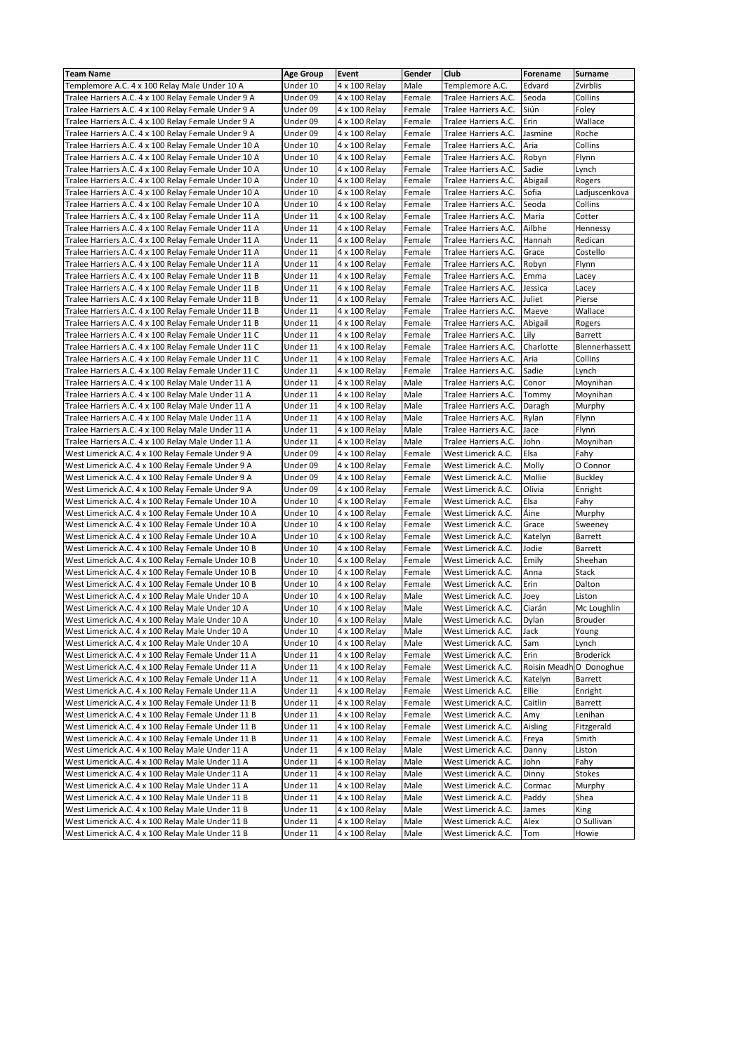| Team Name | Age Group | Event | Gender | Club | Forename | Surname |
|---|---|---|---|---|---|---|
| Templemore A.C. 4 x 100 Relay Male Under 10 A | Under 10 | 4 x 100 Relay | Male | Templemore A.C. | Edvard | Zvirblis |
| Tralee Harriers A.C. 4 x 100 Relay Female Under 9 A | Under 09 | 4 x 100 Relay | Female | Tralee Harriers A.C. | Seoda | Collins |
| Tralee Harriers A.C. 4 x 100 Relay Female Under 9 A | Under 09 | 4 x 100 Relay | Female | Tralee Harriers A.C. | Siún | Foley |
| Tralee Harriers A.C. 4 x 100 Relay Female Under 9 A | Under 09 | 4 x 100 Relay | Female | Tralee Harriers A.C. | Erin | Wallace |
| Tralee Harriers A.C. 4 x 100 Relay Female Under 9 A | Under 09 | 4 x 100 Relay | Female | Tralee Harriers A.C. | Jasmine | Roche |
| Tralee Harriers A.C. 4 x 100 Relay Female Under 10 A | Under 10 | 4 x 100 Relay | Female | Tralee Harriers A.C. | Aria | Collins |
| Tralee Harriers A.C. 4 x 100 Relay Female Under 10 A | Under 10 | 4 x 100 Relay | Female | Tralee Harriers A.C. | Robyn | Flynn |
| Tralee Harriers A.C. 4 x 100 Relay Female Under 10 A | Under 10 | 4 x 100 Relay | Female | Tralee Harriers A.C. | Sadie | Lynch |
| Tralee Harriers A.C. 4 x 100 Relay Female Under 10 A | Under 10 | 4 x 100 Relay | Female | Tralee Harriers A.C. | Abigail | Rogers |
| Tralee Harriers A.C. 4 x 100 Relay Female Under 10 A | Under 10 | 4 x 100 Relay | Female | Tralee Harriers A.C. | Sofia | Ladjuscenkova |
| Tralee Harriers A.C. 4 x 100 Relay Female Under 10 A | Under 10 | 4 x 100 Relay | Female | Tralee Harriers A.C. | Seoda | Collins |
| Tralee Harriers A.C. 4 x 100 Relay Female Under 11 A | Under 11 | 4 x 100 Relay | Female | Tralee Harriers A.C. | Maria | Cotter |
| Tralee Harriers A.C. 4 x 100 Relay Female Under 11 A | Under 11 | 4 x 100 Relay | Female | Tralee Harriers A.C. | Ailbhe | Hennessy |
| Tralee Harriers A.C. 4 x 100 Relay Female Under 11 A | Under 11 | 4 x 100 Relay | Female | Tralee Harriers A.C. | Hannah | Redican |
| Tralee Harriers A.C. 4 x 100 Relay Female Under 11 A | Under 11 | 4 x 100 Relay | Female | Tralee Harriers A.C. | Grace | Costello |
| Tralee Harriers A.C. 4 x 100 Relay Female Under 11 A | Under 11 | 4 x 100 Relay | Female | Tralee Harriers A.C. | Robyn | Flynn |
| Tralee Harriers A.C. 4 x 100 Relay Female Under 11 B | Under 11 | 4 x 100 Relay | Female | Tralee Harriers A.C. | Emma | Lacey |
| Tralee Harriers A.C. 4 x 100 Relay Female Under 11 B | Under 11 | 4 x 100 Relay | Female | Tralee Harriers A.C. | Jessica | Lacey |
| Tralee Harriers A.C. 4 x 100 Relay Female Under 11 B | Under 11 | 4 x 100 Relay | Female | Tralee Harriers A.C. | Juliet | Pierse |
| Tralee Harriers A.C. 4 x 100 Relay Female Under 11 B | Under 11 | 4 x 100 Relay | Female | Tralee Harriers A.C. | Maeve | Wallace |
| Tralee Harriers A.C. 4 x 100 Relay Female Under 11 B | Under 11 | 4 x 100 Relay | Female | Tralee Harriers A.C. | Abigail | Rogers |
| Tralee Harriers A.C. 4 x 100 Relay Female Under 11 C | Under 11 | 4 x 100 Relay | Female | Tralee Harriers A.C. | Lily | Barrett |
| Tralee Harriers A.C. 4 x 100 Relay Female Under 11 C | Under 11 | 4 x 100 Relay | Female | Tralee Harriers A.C. | Charlotte | Blennerhassett |
| Tralee Harriers A.C. 4 x 100 Relay Female Under 11 C | Under 11 | 4 x 100 Relay | Female | Tralee Harriers A.C. | Aria | Collins |
| Tralee Harriers A.C. 4 x 100 Relay Female Under 11 C | Under 11 | 4 x 100 Relay | Female | Tralee Harriers A.C. | Sadie | Lynch |
| Tralee Harriers A.C. 4 x 100 Relay Male Under 11 A | Under 11 | 4 x 100 Relay | Male | Tralee Harriers A.C. | Conor | Moynihan |
| Tralee Harriers A.C. 4 x 100 Relay Male Under 11 A | Under 11 | 4 x 100 Relay | Male | Tralee Harriers A.C. | Tommy | Moynihan |
| Tralee Harriers A.C. 4 x 100 Relay Male Under 11 A | Under 11 | 4 x 100 Relay | Male | Tralee Harriers A.C. | Daragh | Murphy |
| Tralee Harriers A.C. 4 x 100 Relay Male Under 11 A | Under 11 | 4 x 100 Relay | Male | Tralee Harriers A.C. | Rylan | Flynn |
| Tralee Harriers A.C. 4 x 100 Relay Male Under 11 A | Under 11 | 4 x 100 Relay | Male | Tralee Harriers A.C. | Jace | Flynn |
| Tralee Harriers A.C. 4 x 100 Relay Male Under 11 A | Under 11 | 4 x 100 Relay | Male | Tralee Harriers A.C. | John | Moynihan |
| West Limerick A.C. 4 x 100 Relay Female Under 9 A | Under 09 | 4 x 100 Relay | Female | West Limerick A.C. | Elsa | Fahy |
| West Limerick A.C. 4 x 100 Relay Female Under 9 A | Under 09 | 4 x 100 Relay | Female | West Limerick A.C. | Molly | O Connor |
| West Limerick A.C. 4 x 100 Relay Female Under 9 A | Under 09 | 4 x 100 Relay | Female | West Limerick A.C. | Mollie | Buckley |
| West Limerick A.C. 4 x 100 Relay Female Under 9 A | Under 09 | 4 x 100 Relay | Female | West Limerick A.C. | Olivia | Enright |
| West Limerick A.C. 4 x 100 Relay Female Under 10 A | Under 10 | 4 x 100 Relay | Female | West Limerick A.C. | Elsa | Fahy |
| West Limerick A.C. 4 x 100 Relay Female Under 10 A | Under 10 | 4 x 100 Relay | Female | West Limerick A.C. | Áine | Murphy |
| West Limerick A.C. 4 x 100 Relay Female Under 10 A | Under 10 | 4 x 100 Relay | Female | West Limerick A.C. | Grace | Sweeney |
| West Limerick A.C. 4 x 100 Relay Female Under 10 A | Under 10 | 4 x 100 Relay | Female | West Limerick A.C. | Katelyn | Barrett |
| West Limerick A.C. 4 x 100 Relay Female Under 10 B | Under 10 | 4 x 100 Relay | Female | West Limerick A.C. | Jodie | Barrett |
| West Limerick A.C. 4 x 100 Relay Female Under 10 B | Under 10 | 4 x 100 Relay | Female | West Limerick A.C. | Emily | Sheehan |
| West Limerick A.C. 4 x 100 Relay Female Under 10 B | Under 10 | 4 x 100 Relay | Female | West Limerick A.C. | Anna | Stack |
| West Limerick A.C. 4 x 100 Relay Female Under 10 B | Under 10 | 4 x 100 Relay | Female | West Limerick A.C. | Erin | Dalton |
| West Limerick A.C. 4 x 100 Relay Male Under 10 A | Under 10 | 4 x 100 Relay | Male | West Limerick A.C. | Joey | Liston |
| West Limerick A.C. 4 x 100 Relay Male Under 10 A | Under 10 | 4 x 100 Relay | Male | West Limerick A.C. | Ciarán | Mc Loughlin |
| West Limerick A.C. 4 x 100 Relay Male Under 10 A | Under 10 | 4 x 100 Relay | Male | West Limerick A.C. | Dylan | Brouder |
| West Limerick A.C. 4 x 100 Relay Male Under 10 A | Under 10 | 4 x 100 Relay | Male | West Limerick A.C. | Jack | Young |
| West Limerick A.C. 4 x 100 Relay Male Under 10 A | Under 10 | 4 x 100 Relay | Male | West Limerick A.C. | Sam | Lynch |
| West Limerick A.C. 4 x 100 Relay Female Under 11 A | Under 11 | 4 x 100 Relay | Female | West Limerick A.C. | Erin | Broderick |
| West Limerick A.C. 4 x 100 Relay Female Under 11 A | Under 11 | 4 x 100 Relay | Female | West Limerick A.C. | Roisin Meadh | O Donoghue |
| West Limerick A.C. 4 x 100 Relay Female Under 11 A | Under 11 | 4 x 100 Relay | Female | West Limerick A.C. | Katelyn | Barrett |
| West Limerick A.C. 4 x 100 Relay Female Under 11 A | Under 11 | 4 x 100 Relay | Female | West Limerick A.C. | Ellie | Enright |
| West Limerick A.C. 4 x 100 Relay Female Under 11 B | Under 11 | 4 x 100 Relay | Female | West Limerick A.C. | Caitlin | Barrett |
| West Limerick A.C. 4 x 100 Relay Female Under 11 B | Under 11 | 4 x 100 Relay | Female | West Limerick A.C. | Amy | Lenihan |
| West Limerick A.C. 4 x 100 Relay Female Under 11 B | Under 11 | 4 x 100 Relay | Female | West Limerick A.C. | Aisling | Fitzgerald |
| West Limerick A.C. 4 x 100 Relay Female Under 11 B | Under 11 | 4 x 100 Relay | Female | West Limerick A.C. | Freya | Smith |
| West Limerick A.C. 4 x 100 Relay Male Under 11 A | Under 11 | 4 x 100 Relay | Male | West Limerick A.C. | Danny | Liston |
| West Limerick A.C. 4 x 100 Relay Male Under 11 A | Under 11 | 4 x 100 Relay | Male | West Limerick A.C. | John | Fahy |
| West Limerick A.C. 4 x 100 Relay Male Under 11 A | Under 11 | 4 x 100 Relay | Male | West Limerick A.C. | Dinny | Stokes |
| West Limerick A.C. 4 x 100 Relay Male Under 11 A | Under 11 | 4 x 100 Relay | Male | West Limerick A.C. | Cormac | Murphy |
| West Limerick A.C. 4 x 100 Relay Male Under 11 B | Under 11 | 4 x 100 Relay | Male | West Limerick A.C. | Paddy | Shea |
| West Limerick A.C. 4 x 100 Relay Male Under 11 B | Under 11 | 4 x 100 Relay | Male | West Limerick A.C. | James | King |
| West Limerick A.C. 4 x 100 Relay Male Under 11 B | Under 11 | 4 x 100 Relay | Male | West Limerick A.C. | Alex | O Sullivan |
| West Limerick A.C. 4 x 100 Relay Male Under 11 B | Under 11 | 4 x 100 Relay | Male | West Limerick A.C. | Tom | Howie |